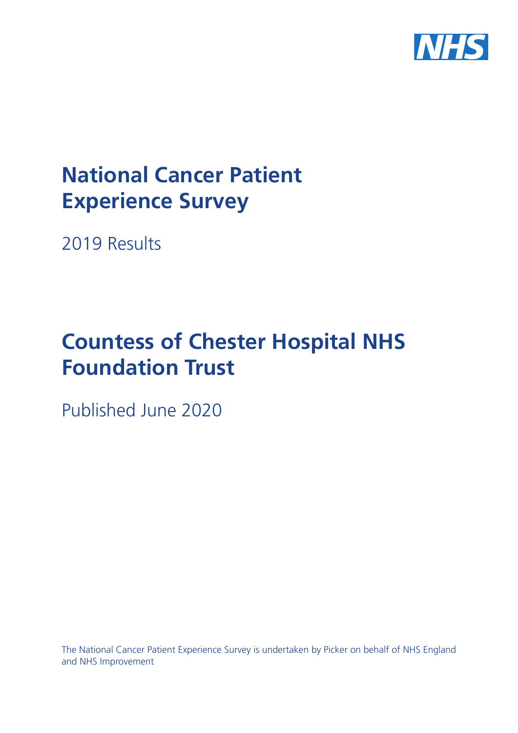NHS

# National Cancer Patient Experience Survey

2019 Results

# Countess of Chester Hospital NHS Foundation Trust

Published June 2020

The National Cancer Patient Experience Survey is undertaken by Picker on behalf of NHS England and NHS Improvement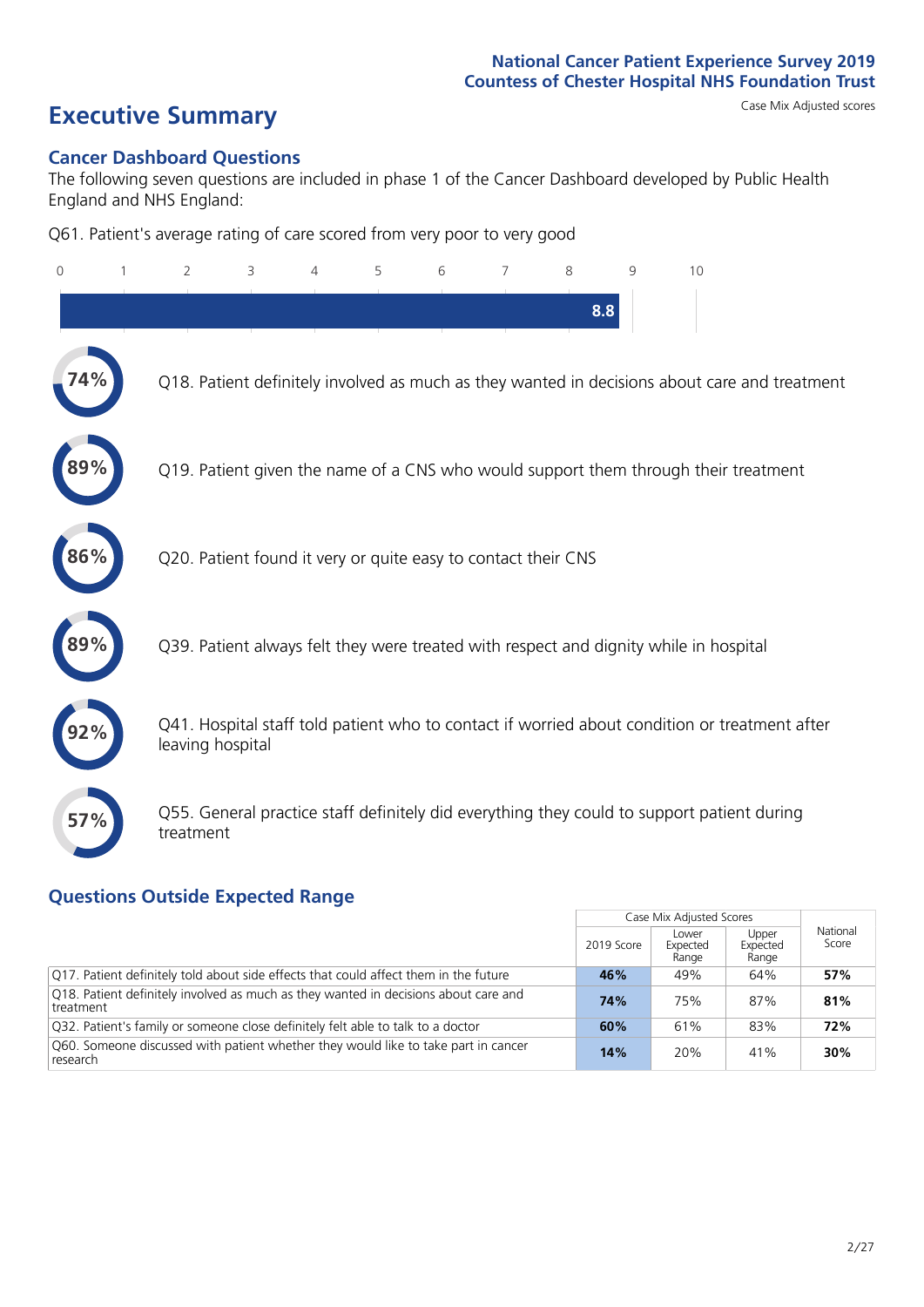National Cancer Patient Experience Survey 2019
Countess of Chester Hospital NHS Foundation Trust

# Executive Summary

Case Mix Adjusted scores

## Cancer Dashboard Questions

The following seven questions are included in phase 1 of the Cancer Dashboard developed by Public Health England and NHS England:

Q61. Patient's average rating of care scored from very poor to very good

**8.8**

- **74%** Q18. Patient definitely involved as much as they wanted in decisions about care and treatment
- **89%** Q19. Patient given the name of a CNS who would support them through their treatment
- **86%** Q20. Patient found it very or quite easy to contact their CNS
- **89%** Q39. Patient always felt they were treated with respect and dignity while in hospital
- **92%** Q41. Hospital staff told patient who to contact if worried about condition or treatment after leaving hospital
- **57%** Q55. General practice staff definitely did everything they could to support patient during treatment

## Questions Outside Expected Range

| | Case Mix Adjusted Scores | | | National Score |
|---|---|---|---|---|
| | 2019 Score | Lower Expected Range | Upper Expected Range | |
| Q17. Patient definitely told about side effects that could affect them in the future | **46%** | 49% | 64% | **57%** |
| Q18. Patient definitely involved as much as they wanted in decisions about care and treatment | **74%** | 75% | 87% | **81%** |
| Q32. Patient's family or someone close definitely felt able to talk to a doctor | **60%** | 61% | 83% | **72%** |
| Q60. Someone discussed with patient whether they would like to take part in cancer research | **14%** | 20% | 41% | **30%** |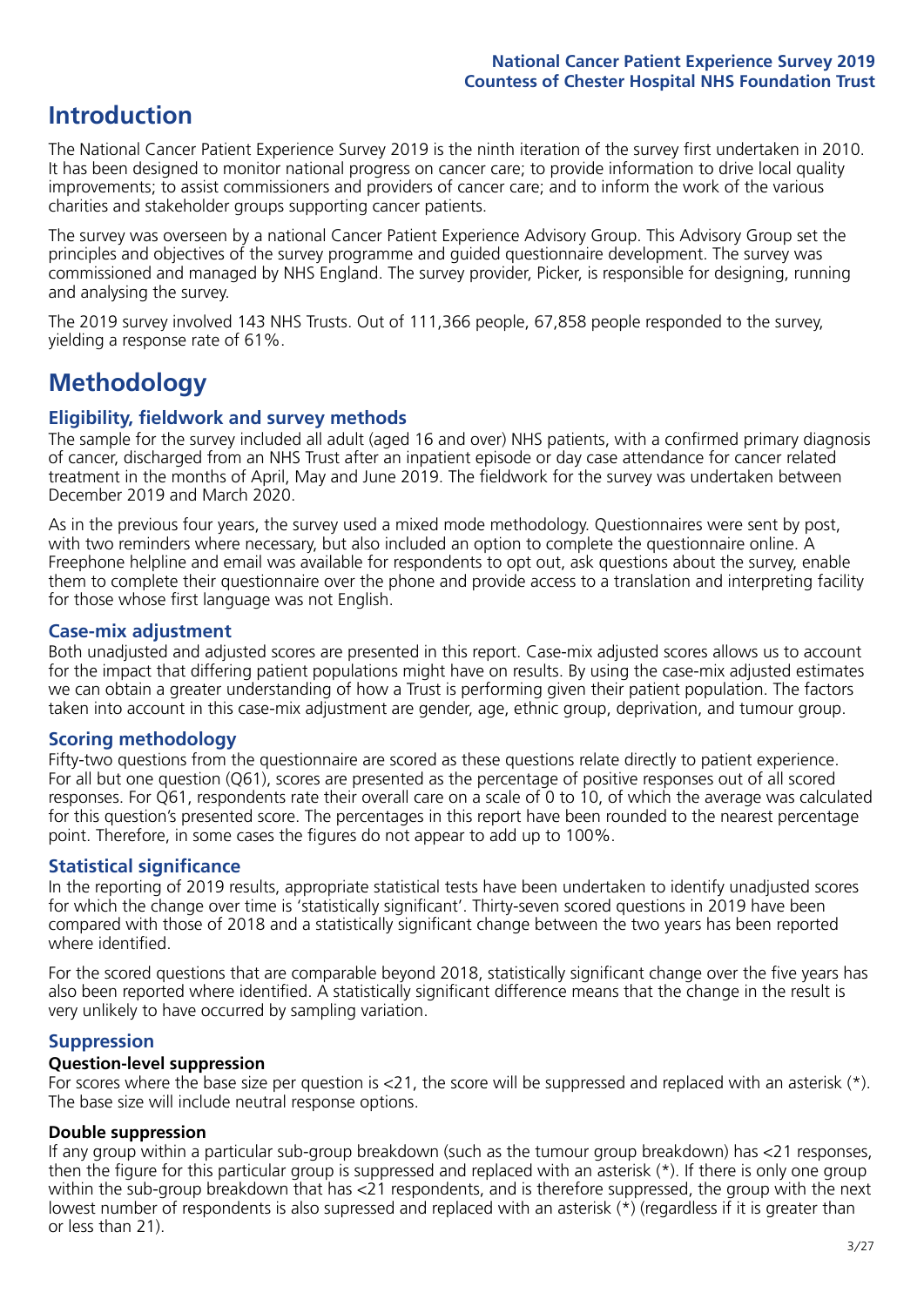# Introduction

The National Cancer Patient Experience Survey 2019 is the ninth iteration of the survey first undertaken in 2010. It has been designed to monitor national progress on cancer care; to provide information to drive local quality improvements; to assist commissioners and providers of cancer care; and to inform the work of the various charities and stakeholder groups supporting cancer patients.

The survey was overseen by a national Cancer Patient Experience Advisory Group. This Advisory Group set the principles and objectives of the survey programme and guided questionnaire development. The survey was commissioned and managed by NHS England. The survey provider, Picker, is responsible for designing, running and analysing the survey.

The 2019 survey involved 143 NHS Trusts. Out of 111,366 people, 67,858 people responded to the survey, yielding a response rate of 61%.

# Methodology

## Eligibility, fieldwork and survey methods

The sample for the survey included all adult (aged 16 and over) NHS patients, with a confirmed primary diagnosis of cancer, discharged from an NHS Trust after an inpatient episode or day case attendance for cancer related treatment in the months of April, May and June 2019. The fieldwork for the survey was undertaken between December 2019 and March 2020.

As in the previous four years, the survey used a mixed mode methodology. Questionnaires were sent by post, with two reminders where necessary, but also included an option to complete the questionnaire online. A Freephone helpline and email was available for respondents to opt out, ask questions about the survey, enable them to complete their questionnaire over the phone and provide access to a translation and interpreting facility for those whose first language was not English.

## Case-mix adjustment

Both unadjusted and adjusted scores are presented in this report. Case-mix adjusted scores allows us to account for the impact that differing patient populations might have on results. By using the case-mix adjusted estimates we can obtain a greater understanding of how a Trust is performing given their patient population. The factors taken into account in this case-mix adjustment are gender, age, ethnic group, deprivation, and tumour group.

## Scoring methodology

Fifty-two questions from the questionnaire are scored as these questions relate directly to patient experience. For all but one question (Q61), scores are presented as the percentage of positive responses out of all scored responses. For Q61, respondents rate their overall care on a scale of 0 to 10, of which the average was calculated for this question's presented score. The percentages in this report have been rounded to the nearest percentage point. Therefore, in some cases the figures do not appear to add up to 100%.

## Statistical significance

In the reporting of 2019 results, appropriate statistical tests have been undertaken to identify unadjusted scores for which the change over time is 'statistically significant'. Thirty-seven scored questions in 2019 have been compared with those of 2018 and a statistically significant change between the two years has been reported where identified.

For the scored questions that are comparable beyond 2018, statistically significant change over the five years has also been reported where identified. A statistically significant difference means that the change in the result is very unlikely to have occurred by sampling variation.

## Suppression

### Question-level suppression

For scores where the base size per question is <21, the score will be suppressed and replaced with an asterisk (*). The base size will include neutral response options.

### Double suppression

If any group within a particular sub-group breakdown (such as the tumour group breakdown) has <21 responses, then the figure for this particular group is suppressed and replaced with an asterisk (*). If there is only one group within the sub-group breakdown that has <21 respondents, and is therefore suppressed, the group with the next lowest number of respondents is also supressed and replaced with an asterisk (*) (regardless if it is greater than or less than 21).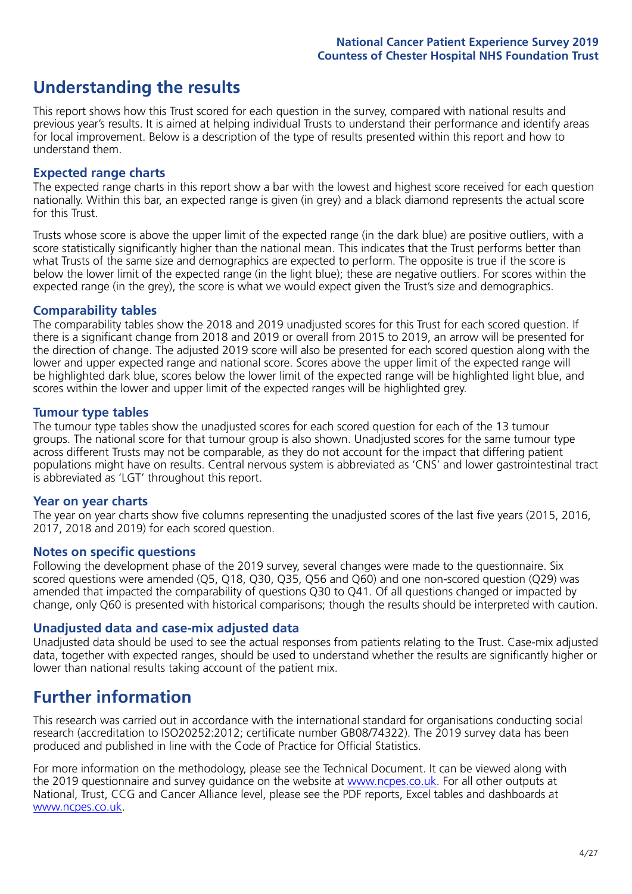# Understanding the results

This report shows how this Trust scored for each question in the survey, compared with national results and previous year's results. It is aimed at helping individual Trusts to understand their performance and identify areas for local improvement. Below is a description of the type of results presented within this report and how to understand them.

## Expected range charts

The expected range charts in this report show a bar with the lowest and highest score received for each question nationally. Within this bar, an expected range is given (in grey) and a black diamond represents the actual score for this Trust.

Trusts whose score is above the upper limit of the expected range (in the dark blue) are positive outliers, with a score statistically significantly higher than the national mean. This indicates that the Trust performs better than what Trusts of the same size and demographics are expected to perform. The opposite is true if the score is below the lower limit of the expected range (in the light blue); these are negative outliers. For scores within the expected range (in the grey), the score is what we would expect given the Trust's size and demographics.

## Comparability tables

The comparability tables show the 2018 and 2019 unadjusted scores for this Trust for each scored question. If there is a significant change from 2018 and 2019 or overall from 2015 to 2019, an arrow will be presented for the direction of change. The adjusted 2019 score will also be presented for each scored question along with the lower and upper expected range and national score. Scores above the upper limit of the expected range will be highlighted dark blue, scores below the lower limit of the expected range will be highlighted light blue, and scores within the lower and upper limit of the expected ranges will be highlighted grey.

## Tumour type tables

The tumour type tables show the unadjusted scores for each scored question for each of the 13 tumour groups. The national score for that tumour group is also shown. Unadjusted scores for the same tumour type across different Trusts may not be comparable, as they do not account for the impact that differing patient populations might have on results. Central nervous system is abbreviated as 'CNS' and lower gastrointestinal tract is abbreviated as 'LGT' throughout this report.

## Year on year charts

The year on year charts show five columns representing the unadjusted scores of the last five years (2015, 2016, 2017, 2018 and 2019) for each scored question.

## Notes on specific questions

Following the development phase of the 2019 survey, several changes were made to the questionnaire. Six scored questions were amended (Q5, Q18, Q30, Q35, Q56 and Q60) and one non-scored question (Q29) was amended that impacted the comparability of questions Q30 to Q41. Of all questions changed or impacted by change, only Q60 is presented with historical comparisons; though the results should be interpreted with caution.

## Unadjusted data and case-mix adjusted data

Unadjusted data should be used to see the actual responses from patients relating to the Trust. Case-mix adjusted data, together with expected ranges, should be used to understand whether the results are significantly higher or lower than national results taking account of the patient mix.

# Further information

This research was carried out in accordance with the international standard for organisations conducting social research (accreditation to ISO20252:2012; certificate number GB08/74322). The 2019 survey data has been produced and published in line with the Code of Practice for Official Statistics.

For more information on the methodology, please see the Technical Document. It can be viewed along with the 2019 questionnaire and survey guidance on the website at www.ncpes.co.uk. For all other outputs at National, Trust, CCG and Cancer Alliance level, please see the PDF reports, Excel tables and dashboards at www.ncpes.co.uk.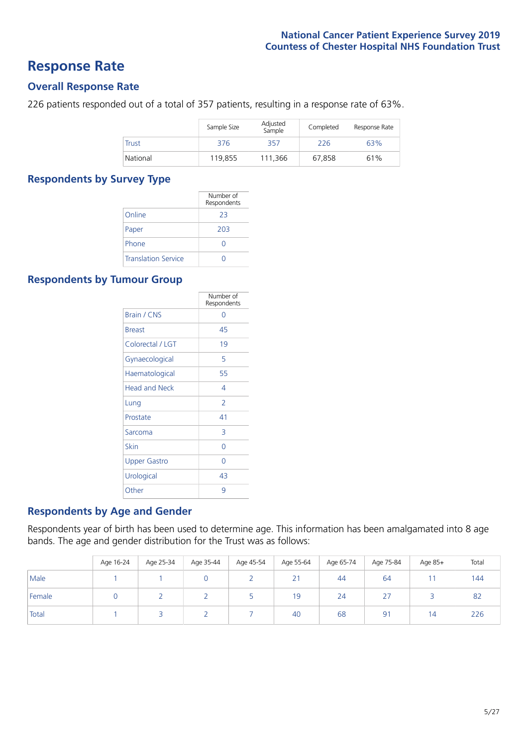# Response Rate

## Overall Response Rate

226 patients responded out of a total of 357 patients, resulting in a response rate of 63%.

| | Sample Size | Adjusted Sample | Completed | Response Rate |
|---|---|---|---|---|
| Trust | 376 | 357 | 226 | 63% |
| National | 119,855 | 111,366 | 67,858 | 61% |

## Respondents by Survey Type

| | Number of Respondents |
|---|---|
| Online | 23 |
| Paper | 203 |
| Phone | 0 |
| Translation Service | 0 |

## Respondents by Tumour Group

| | Number of Respondents |
|---|---|
| Brain / CNS | 0 |
| Breast | 45 |
| Colorectal / LGT | 19 |
| Gynaecological | 5 |
| Haematological | 55 |
| Head and Neck | 4 |
| Lung | 2 |
| Prostate | 41 |
| Sarcoma | 3 |
| Skin | 0 |
| Upper Gastro | 0 |
| Urological | 43 |
| Other | 9 |

## Respondents by Age and Gender

Respondents year of birth has been used to determine age. This information has been amalgamated into 8 age bands. The age and gender distribution for the Trust was as follows:

| | Age 16-24 | Age 25-34 | Age 35-44 | Age 45-54 | Age 55-64 | Age 65-74 | Age 75-84 | Age 85+ | Total |
|---|---|---|---|---|---|---|---|---|---|
| Male | 1 | 1 | 0 | 2 | 21 | 44 | 64 | 11 | 144 |
| Female | 0 | 2 | 2 | 5 | 19 | 24 | 27 | 3 | 82 |
| Total | 1 | 3 | 2 | 7 | 40 | 68 | 91 | 14 | 226 |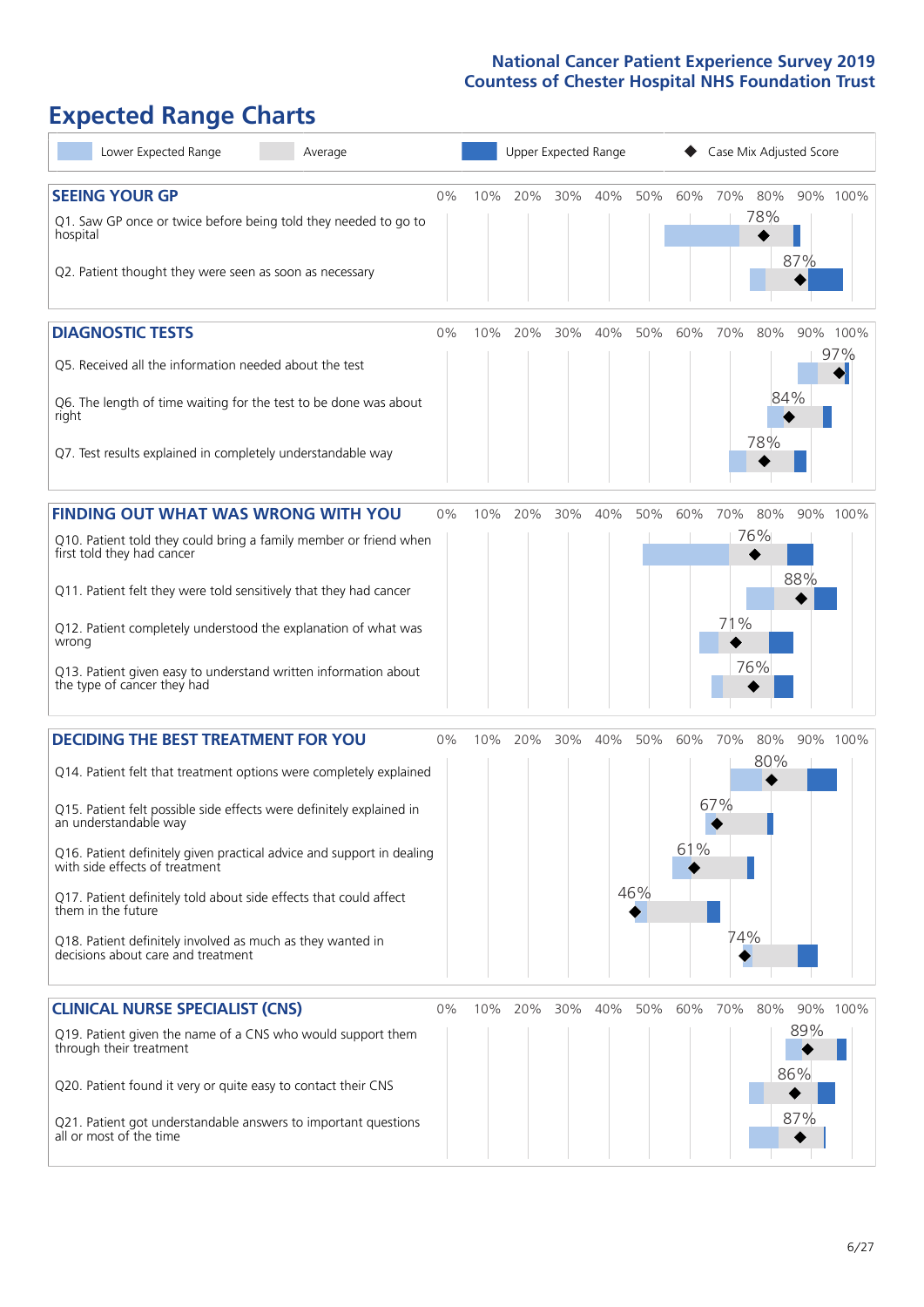# Expected Range Charts

Lower Expected Range | Average | Upper Expected Range | ◆ Case Mix Adjusted Score

## SEEING YOUR GP

| Question | Case Mix Adjusted Score |
|---|---|
| Q1. Saw GP once or twice before being told they needed to go to hospital | 78% |
| Q2. Patient thought they were seen as soon as necessary | 87% |

## DIAGNOSTIC TESTS

| Question | Case Mix Adjusted Score |
|---|---|
| Q5. Received all the information needed about the test | 97% |
| Q6. The length of time waiting for the test to be done was about right | 84% |
| Q7. Test results explained in completely understandable way | 78% |

## FINDING OUT WHAT WAS WRONG WITH YOU

| Question | Case Mix Adjusted Score |
|---|---|
| Q10. Patient told they could bring a family member or friend when first told they had cancer | 76% |
| Q11. Patient felt they were told sensitively that they had cancer | 88% |
| Q12. Patient completely understood the explanation of what was wrong | 71% |
| Q13. Patient given easy to understand written information about the type of cancer they had | 76% |

## DECIDING THE BEST TREATMENT FOR YOU

| Question | Case Mix Adjusted Score |
|---|---|
| Q14. Patient felt that treatment options were completely explained | 80% |
| Q15. Patient felt possible side effects were definitely explained in an understandable way | 67% |
| Q16. Patient definitely given practical advice and support in dealing with side effects of treatment | 61% |
| Q17. Patient definitely told about side effects that could affect them in the future | 46% |
| Q18. Patient definitely involved as much as they wanted in decisions about care and treatment | 74% |

## CLINICAL NURSE SPECIALIST (CNS)

| Question | Case Mix Adjusted Score |
|---|---|
| Q19. Patient given the name of a CNS who would support them through their treatment | 89% |
| Q20. Patient found it very or quite easy to contact their CNS | 86% |
| Q21. Patient got understandable answers to important questions all or most of the time | 87% |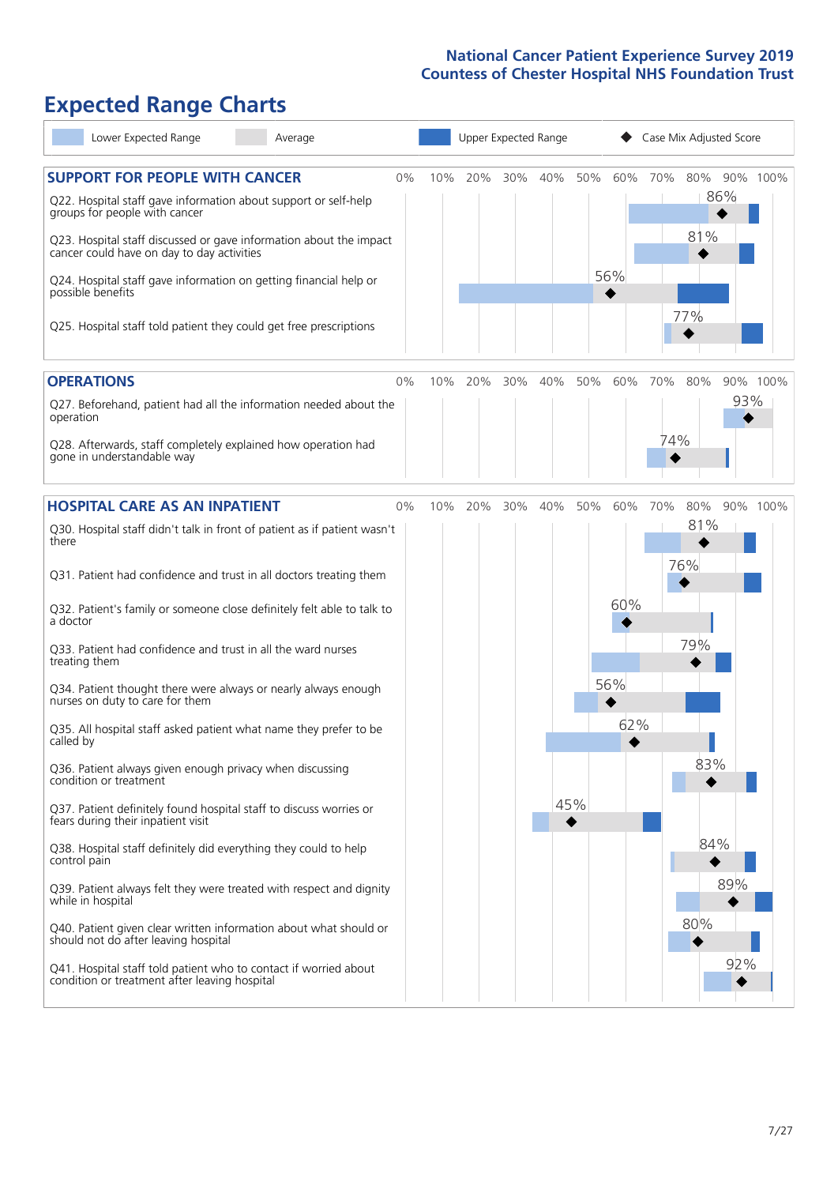National Cancer Patient Experience Survey 2019
Countess of Chester Hospital NHS Foundation Trust

# Expected Range Charts

Lower Expected Range | Average | Upper Expected Range | Case Mix Adjusted Score

## SUPPORT FOR PEOPLE WITH CANCER

| Question | Case Mix Adjusted Score |
|---|---|
| Q22. Hospital staff gave information about support or self-help groups for people with cancer | 86% |
| Q23. Hospital staff discussed or gave information about the impact cancer could have on day to day activities | 81% |
| Q24. Hospital staff gave information on getting financial help or possible benefits | 56% |
| Q25. Hospital staff told patient they could get free prescriptions | 77% |

## OPERATIONS

| Question | Case Mix Adjusted Score |
|---|---|
| Q27. Beforehand, patient had all the information needed about the operation | 93% |
| Q28. Afterwards, staff completely explained how operation had gone in understandable way | 74% |

## HOSPITAL CARE AS AN INPATIENT

| Question | Case Mix Adjusted Score |
|---|---|
| Q30. Hospital staff didn't talk in front of patient as if patient wasn't there | 81% |
| Q31. Patient had confidence and trust in all doctors treating them | 76% |
| Q32. Patient's family or someone close definitely felt able to talk to a doctor | 60% |
| Q33. Patient had confidence and trust in all the ward nurses treating them | 79% |
| Q34. Patient thought there were always or nearly always enough nurses on duty to care for them | 56% |
| Q35. All hospital staff asked patient what name they prefer to be called by | 62% |
| Q36. Patient always given enough privacy when discussing condition or treatment | 83% |
| Q37. Patient definitely found hospital staff to discuss worries or fears during their inpatient visit | 45% |
| Q38. Hospital staff definitely did everything they could to help control pain | 84% |
| Q39. Patient always felt they were treated with respect and dignity while in hospital | 89% |
| Q40. Patient given clear written information about what should or should not do after leaving hospital | 80% |
| Q41. Hospital staff told patient who to contact if worried about condition or treatment after leaving hospital | 92% |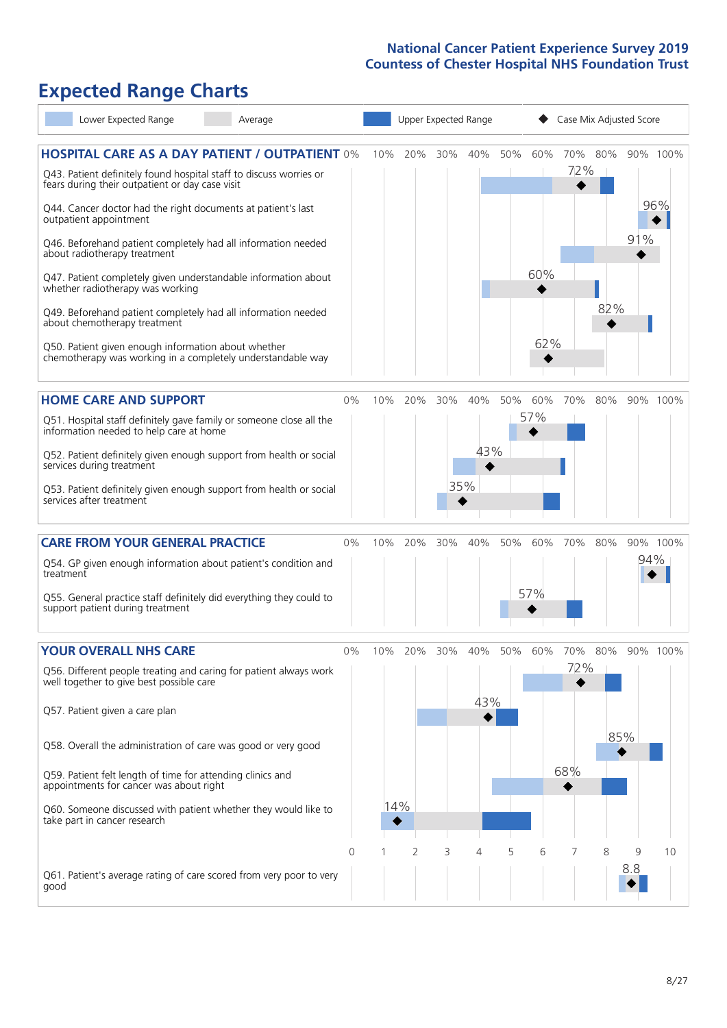# National Cancer Patient Experience Survey 2019
## Countess of Chester Hospital NHS Foundation Trust

# Expected Range Charts

Lower Expected Range | Average | Upper Expected Range | Case Mix Adjusted Score

## HOSPITAL CARE AS A DAY PATIENT / OUTPATIENT

| Question | Case Mix Adjusted Score |
|---|---|
| Q43. Patient definitely found hospital staff to discuss worries or fears during their outpatient or day case visit | 72% |
| Q44. Cancer doctor had the right documents at patient's last outpatient appointment | 96% |
| Q46. Beforehand patient completely had all information needed about radiotherapy treatment | 91% |
| Q47. Patient completely given understandable information about whether radiotherapy treatment was working | 60% |
| Q49. Beforehand patient completely had all information needed about chemotherapy treatment | 82% |
| Q50. Patient given enough information about whether chemotherapy was working in a completely understandable way | 62% |

## HOME CARE AND SUPPORT

| Question | Case Mix Adjusted Score |
|---|---|
| Q51. Hospital staff definitely gave family or someone close all the information needed to help care at home | 57% |
| Q52. Patient definitely given enough support from health or social services during treatment | 43% |
| Q53. Patient definitely given enough support from health or social services after treatment | 35% |

## CARE FROM YOUR GENERAL PRACTICE

| Question | Case Mix Adjusted Score |
|---|---|
| Q54. GP given enough information about patient's condition and treatment | 94% |
| Q55. General practice staff definitely did everything they could to support patient during treatment | 57% |

## YOUR OVERALL NHS CARE

| Question | Case Mix Adjusted Score |
|---|---|
| Q56. Different people treating and caring for patient always work well together to give best possible care | 72% |
| Q57. Patient given a care plan | 43% |
| Q58. Overall the administration of care was good or very good | 85% |
| Q59. Patient felt length of time for attending clinics and appointments for cancer was about right | 68% |
| Q60. Someone discussed with patient whether they would like to take part in cancer research | 14% |
| Q61. Patient's average rating of care scored from very poor to very good | 8.8 |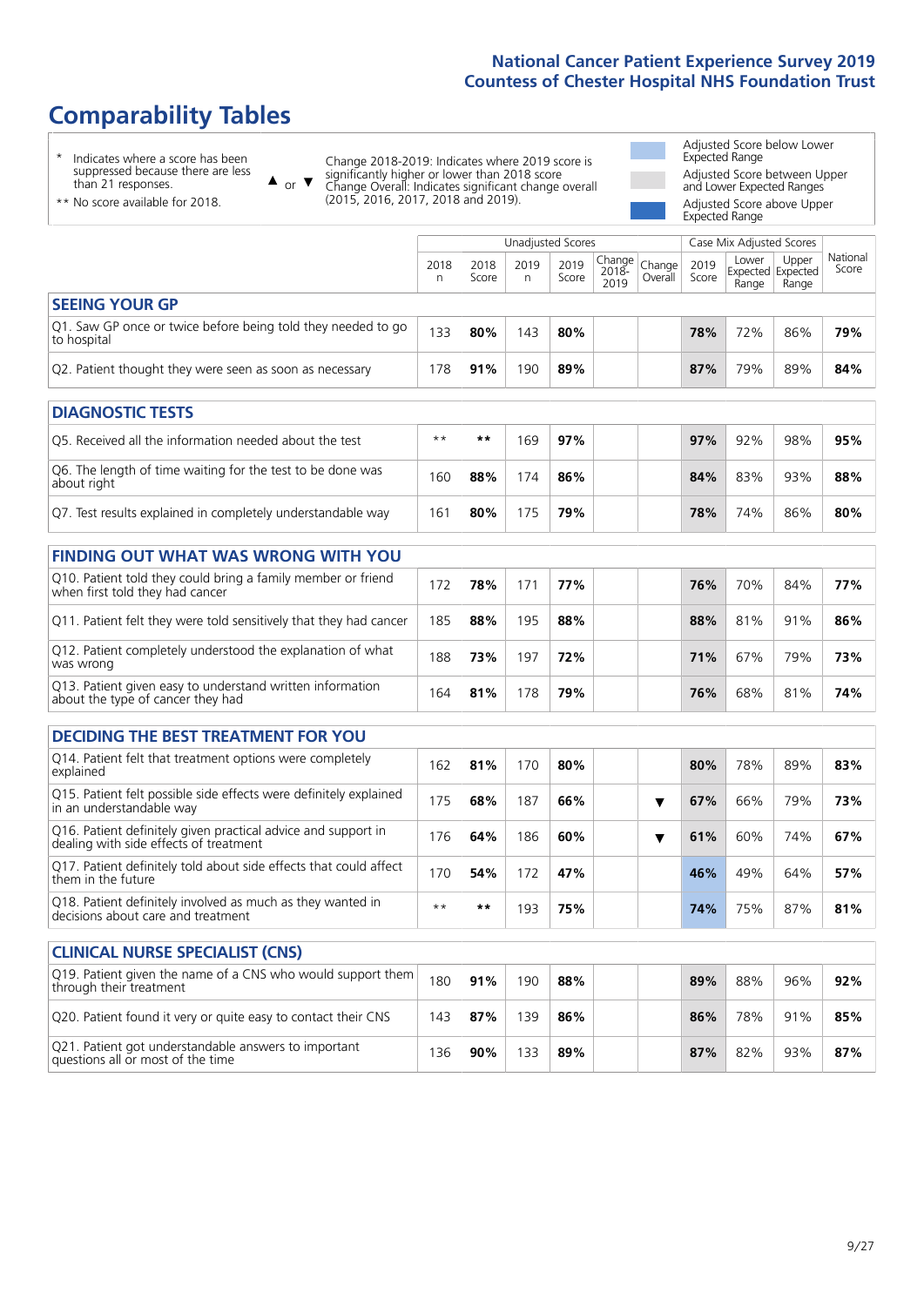# Comparability Tables

\* Indicates where a score has been suppressed because there are less than 21 responses.

\*\* No score available for 2018.

▲ or ▼ Change 2018-2019: Indicates where 2019 score is significantly higher or lower than 2018 score. Change Overall: Indicates significant change overall (2015, 2016, 2017, 2018 and 2019).

Adjusted Score below Lower Expected Range

Adjusted Score between Upper and Lower Expected Ranges

Adjusted Score above Upper Expected Range

| | Unadjusted Scores | | | | | | Case Mix Adjusted Scores | | | |
|---|---|---|---|---|---|---|---|---|---|---|
| | 2018 n | 2018 Score | 2019 n | 2019 Score | Change 2018-2019 | Change Overall | 2019 Score | Lower Expected Range | Upper Expected Range | National Score |
| **SEEING YOUR GP** | | | | | | | | | | |
| Q1. Saw GP once or twice before being told they needed to go to hospital | 133 | **80%** | 143 | **80%** | | | **78%** | 72% | 86% | **79%** |
| Q2. Patient thought they were seen as soon as necessary | 178 | **91%** | 190 | **89%** | | | **87%** | 79% | 89% | **84%** |
| **DIAGNOSTIC TESTS** | | | | | | | | | | |
| Q5. Received all the information needed about the test | ** | ** | 169 | **97%** | | | **97%** | 92% | 98% | **95%** |
| Q6. The length of time waiting for the test to be done was about right | 160 | **88%** | 174 | **86%** | | | **84%** | 83% | 93% | **88%** |
| Q7. Test results explained in completely understandable way | 161 | **80%** | 175 | **79%** | | | **78%** | 74% | 86% | **80%** |
| **FINDING OUT WHAT WAS WRONG WITH YOU** | | | | | | | | | | |
| Q10. Patient told they could bring a family member or friend when first told they had cancer | 172 | **78%** | 171 | **77%** | | | **76%** | 70% | 84% | **77%** |
| Q11. Patient felt they were told sensitively that they had cancer | 185 | **88%** | 195 | **88%** | | | **88%** | 81% | 91% | **86%** |
| Q12. Patient completely understood the explanation of what was wrong | 188 | **73%** | 197 | **72%** | | | **71%** | 67% | 79% | **73%** |
| Q13. Patient given easy to understand written information about the type of cancer they had | 164 | **81%** | 178 | **79%** | | | **76%** | 68% | 81% | **74%** |
| **DECIDING THE BEST TREATMENT FOR YOU** | | | | | | | | | | |
| Q14. Patient felt that treatment options were completely explained | 162 | **81%** | 170 | **80%** | | | **80%** | 78% | 89% | **83%** |
| Q15. Patient felt possible side effects were definitely explained in an understandable way | 175 | **68%** | 187 | **66%** | | ▼ | **67%** | 66% | 79% | **73%** |
| Q16. Patient definitely given practical advice and support in dealing with side effects of treatment | 176 | **64%** | 186 | **60%** | | ▼ | **61%** | 60% | 74% | **67%** |
| Q17. Patient definitely told about side effects that could affect them in the future | 170 | **54%** | 172 | **47%** | | | **46%** | 49% | 64% | **57%** |
| Q18. Patient definitely involved as much as they wanted in decisions about care and treatment | ** | ** | 193 | **75%** | | | **74%** | 75% | 87% | **81%** |
| **CLINICAL NURSE SPECIALIST (CNS)** | | | | | | | | | | |
| Q19. Patient given the name of a CNS who would support them through their treatment | 180 | **91%** | 190 | **88%** | | | **89%** | 88% | 96% | **92%** |
| Q20. Patient found it very or quite easy to contact their CNS | 143 | **87%** | 139 | **86%** | | | **86%** | 78% | 91% | **85%** |
| Q21. Patient got understandable answers to important questions all or most of the time | 136 | **90%** | 133 | **89%** | | | **87%** | 82% | 93% | **87%** |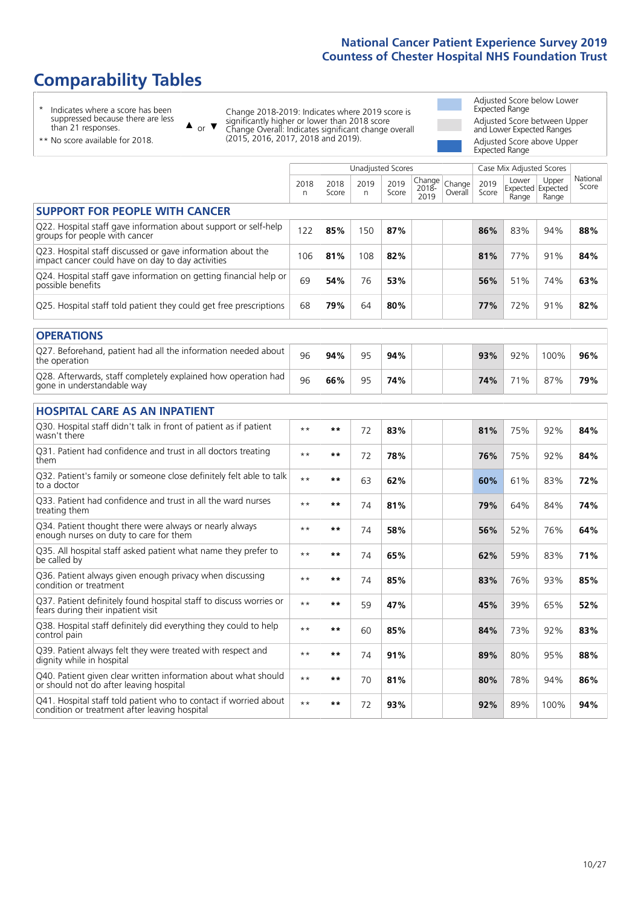# Comparability Tables

\* Indicates where a score has been suppressed because there are less than 21 responses.

\*\* No score available for 2018.

▲ or ▼ Change 2018-2019: Indicates where 2019 score is significantly higher or lower than 2018 score. Change Overall: Indicates significant change overall (2015, 2016, 2017, 2018 and 2019).

Adjusted Score below Lower Expected Range

Adjusted Score between Upper and Lower Expected Ranges

Adjusted Score above Upper Expected Range

| | Unadjusted Scores | | | | | | Case Mix Adjusted Scores | | | |
|---|---|---|---|---|---|---|---|---|---|---|
| | 2018 n | 2018 Score | 2019 n | 2019 Score | Change 2018-2019 | Change Overall | 2019 Score | Lower Expected Range | Upper Expected Range | National Score |
| **SUPPORT FOR PEOPLE WITH CANCER** | | | | | | | | | | |
| Q22. Hospital staff gave information about support or self-help groups for people with cancer | 122 | **85%** | 150 | **87%** | | | **86%** | 83% | 94% | **88%** |
| Q23. Hospital staff discussed or gave information about the impact cancer could have on day to day activities | 106 | **81%** | 108 | **82%** | | | **81%** | 77% | 91% | **84%** |
| Q24. Hospital staff gave information on getting financial help or possible benefits | 69 | **54%** | 76 | **53%** | | | **56%** | 51% | 74% | **63%** |
| Q25. Hospital staff told patient they could get free prescriptions | 68 | **79%** | 64 | **80%** | | | **77%** | 72% | 91% | **82%** |
| **OPERATIONS** | | | | | | | | | | |
| Q27. Beforehand, patient had all the information needed about the operation | 96 | **94%** | 95 | **94%** | | | **93%** | 92% | 100% | **96%** |
| Q28. Afterwards, staff completely explained how operation had gone in understandable way | 96 | **66%** | 95 | **74%** | | | **74%** | 71% | 87% | **79%** |
| **HOSPITAL CARE AS AN INPATIENT** | | | | | | | | | | |
| Q30. Hospital staff didn't talk in front of patient as if patient wasn't there | ** | ** | 72 | **83%** | | | **81%** | 75% | 92% | **84%** |
| Q31. Patient had confidence and trust in all doctors treating them | ** | ** | 72 | **78%** | | | **76%** | 75% | 92% | **84%** |
| Q32. Patient's family or someone close definitely felt able to talk to a doctor | ** | ** | 63 | **62%** | | | **60%** | 61% | 83% | **72%** |
| Q33. Patient had confidence and trust in all the ward nurses treating them | ** | ** | 74 | **81%** | | | **79%** | 64% | 84% | **74%** |
| Q34. Patient thought there were always or nearly always enough nurses on duty to care for them | ** | ** | 74 | **58%** | | | **56%** | 52% | 76% | **64%** |
| Q35. All hospital staff asked patient what name they prefer to be called by | ** | ** | 74 | **65%** | | | **62%** | 59% | 83% | **71%** |
| Q36. Patient always given enough privacy when discussing condition or treatment | ** | ** | 74 | **85%** | | | **83%** | 76% | 93% | **85%** |
| Q37. Patient definitely found hospital staff to discuss worries or fears during their inpatient visit | ** | ** | 59 | **47%** | | | **45%** | 39% | 65% | **52%** |
| Q38. Hospital staff definitely did everything they could to help control pain | ** | ** | 60 | **85%** | | | **84%** | 73% | 92% | **83%** |
| Q39. Patient always felt they were treated with respect and dignity while in hospital | ** | ** | 74 | **91%** | | | **89%** | 80% | 95% | **88%** |
| Q40. Patient given clear written information about what should or should not do after leaving hospital | ** | ** | 70 | **81%** | | | **80%** | 78% | 94% | **86%** |
| Q41. Hospital staff told patient who to contact if worried about condition or treatment after leaving hospital | ** | ** | 72 | **93%** | | | **92%** | 89% | 100% | **94%** |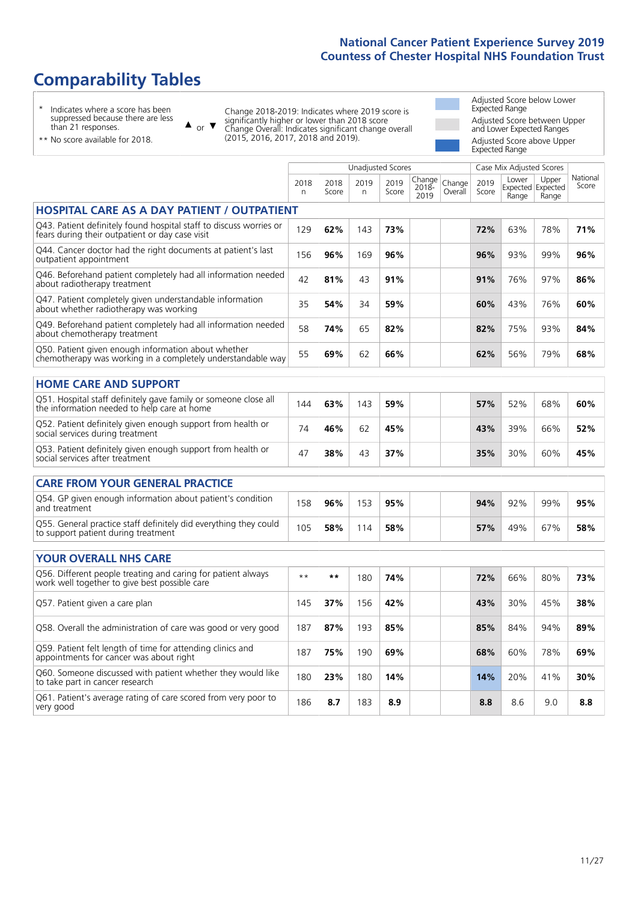# Comparability Tables

\* Indicates where a score has been suppressed because there are less than 21 responses.

\*\* No score available for 2018.

▲ or ▼ Change 2018-2019: Indicates where 2019 score is significantly higher or lower than 2018 score Change Overall: Indicates significant change overall (2015, 2016, 2017, 2018 and 2019).

Adjusted Score below Lower Expected Range

Adjusted Score between Upper and Lower Expected Ranges

Adjusted Score above Upper Expected Range

| | Unadjusted Scores | | | | | | Case Mix Adjusted Scores | | | |
|---|---|---|---|---|---|---|---|---|---|---|
| | 2018 n | 2018 Score | 2019 n | 2019 Score | Change 2018-2019 | Change Overall | 2019 Score | Lower Expected Range | Upper Expected Range | National Score |
| **HOSPITAL CARE AS A DAY PATIENT / OUTPATIENT** | | | | | | | | | | |
| Q43. Patient definitely found hospital staff to discuss worries or fears during their outpatient or day case visit | 129 | **62%** | 143 | **73%** | | | **72%** | 63% | 78% | **71%** |
| Q44. Cancer doctor had the right documents at patient's last outpatient appointment | 156 | **96%** | 169 | **96%** | | | **96%** | 93% | 99% | **96%** |
| Q46. Beforehand patient completely had all information needed about radiotherapy treatment | 42 | **81%** | 43 | **91%** | | | **91%** | 76% | 97% | **86%** |
| Q47. Patient completely given understandable information about whether radiotherapy was working | 35 | **54%** | 34 | **59%** | | | **60%** | 43% | 76% | **60%** |
| Q49. Beforehand patient completely had all information needed about chemotherapy treatment | 58 | **74%** | 65 | **82%** | | | **82%** | 75% | 93% | **84%** |
| Q50. Patient given enough information about whether chemotherapy was working in a completely understandable way | 55 | **69%** | 62 | **66%** | | | **62%** | 56% | 79% | **68%** |
| **HOME CARE AND SUPPORT** | | | | | | | | | | |
| Q51. Hospital staff definitely gave family or someone close all the information needed to help care at home | 144 | **63%** | 143 | **59%** | | | **57%** | 52% | 68% | **60%** |
| Q52. Patient definitely given enough support from health or social services during treatment | 74 | **46%** | 62 | **45%** | | | **43%** | 39% | 66% | **52%** |
| Q53. Patient definitely given enough support from health or social services after treatment | 47 | **38%** | 43 | **37%** | | | **35%** | 30% | 60% | **45%** |
| **CARE FROM YOUR GENERAL PRACTICE** | | | | | | | | | | |
| Q54. GP given enough information about patient's condition and treatment | 158 | **96%** | 153 | **95%** | | | **94%** | 92% | 99% | **95%** |
| Q55. General practice staff definitely did everything they could to support patient during treatment | 105 | **58%** | 114 | **58%** | | | **57%** | 49% | 67% | **58%** |
| **YOUR OVERALL NHS CARE** | | | | | | | | | | |
| Q56. Different people treating and caring for patient always work well together to give best possible care | ** | ** | 180 | **74%** | | | **72%** | 66% | 80% | **73%** |
| Q57. Patient given a care plan | 145 | **37%** | 156 | **42%** | | | **43%** | 30% | 45% | **38%** |
| Q58. Overall the administration of care was good or very good | 187 | **87%** | 193 | **85%** | | | **85%** | 84% | 94% | **89%** |
| Q59. Patient felt length of time for attending clinics and appointments for cancer was about right | 187 | **75%** | 190 | **69%** | | | **68%** | 60% | 78% | **69%** |
| Q60. Someone discussed with patient whether they would like to take part in cancer research | 180 | **23%** | 180 | **14%** | | | **14%** | 20% | 41% | **30%** |
| Q61. Patient's average rating of care scored from very poor to very good | 186 | **8.7** | 183 | **8.9** | | | **8.8** | 8.6 | 9.0 | **8.8** |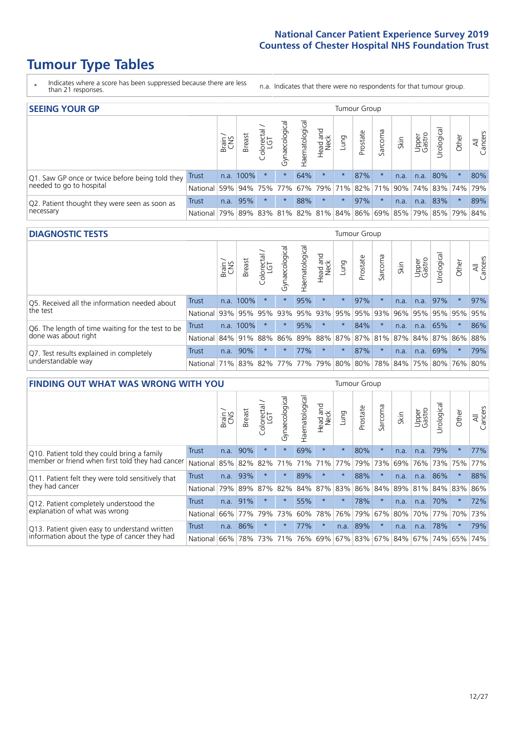# National Cancer Patient Experience Survey 2019
# Countess of Chester Hospital NHS Foundation Trust

# Tumour Type Tables

\* Indicates where a score has been suppressed because there are less than 21 responses.

n.a. Indicates that there were no respondents for that tumour group.

## SEEING YOUR GP

| | | Brain / CNS | Breast | Colorectal / LGT | Gynaecological | Haematological | Head and Neck | Lung | Prostate | Sarcoma | Skin | Upper Gastro | Urological | Other | All Cancers |
|---|---|---|---|---|---|---|---|---|---|---|---|---|---|---|---|
| Q1. Saw GP once or twice before being told they needed to go to hospital | Trust | n.a. | 100% | * | * | 64% | * | * | 87% | * | n.a. | n.a. | 80% | * | 80% |
| | National | 59% | 94% | 75% | 77% | 67% | 79% | 71% | 82% | 71% | 90% | 74% | 83% | 74% | 79% |
| Q2. Patient thought they were seen as soon as necessary | Trust | n.a. | 95% | * | * | 88% | * | * | 97% | * | n.a. | n.a. | 83% | * | 89% |
| | National | 79% | 89% | 83% | 81% | 82% | 81% | 84% | 86% | 69% | 85% | 79% | 85% | 79% | 84% |

## DIAGNOSTIC TESTS

| | | Brain / CNS | Breast | Colorectal / LGT | Gynaecological | Haematological | Head and Neck | Lung | Prostate | Sarcoma | Skin | Upper Gastro | Urological | Other | All Cancers |
|---|---|---|---|---|---|---|---|---|---|---|---|---|---|---|---|
| Q5. Received all the information needed about the test | Trust | n.a. | 100% | * | * | 95% | * | * | 97% | * | n.a. | n.a. | 97% | * | 97% |
| | National | 93% | 95% | 95% | 93% | 95% | 93% | 95% | 95% | 93% | 96% | 95% | 95% | 95% | 95% |
| Q6. The length of time waiting for the test to be done was about right | Trust | n.a. | 100% | * | * | 95% | * | * | 84% | * | n.a. | n.a. | 65% | * | 86% |
| | National | 84% | 91% | 88% | 86% | 89% | 88% | 87% | 87% | 81% | 87% | 84% | 87% | 86% | 88% |
| Q7. Test results explained in completely understandable way | Trust | n.a. | 90% | * | * | 77% | * | * | 87% | * | n.a. | n.a. | 69% | * | 79% |
| | National | 71% | 83% | 82% | 77% | 77% | 79% | 80% | 80% | 78% | 84% | 75% | 80% | 76% | 80% |

## FINDING OUT WHAT WAS WRONG WITH YOU

| | | Brain / CNS | Breast | Colorectal / LGT | Gynaecological | Haematological | Head and Neck | Lung | Prostate | Sarcoma | Skin | Upper Gastro | Urological | Other | All Cancers |
|---|---|---|---|---|---|---|---|---|---|---|---|---|---|---|---|
| Q10. Patient told they could bring a family member or friend when first told they had cancer | Trust | n.a. | 90% | * | * | 69% | * | * | 80% | * | n.a. | n.a. | 79% | * | 77% |
| | National | 85% | 82% | 82% | 71% | 71% | 71% | 77% | 79% | 73% | 69% | 76% | 73% | 75% | 77% |
| Q11. Patient felt they were told sensitively that they had cancer | Trust | n.a. | 93% | * | * | 89% | * | * | 88% | * | n.a. | n.a. | 86% | * | 88% |
| | National | 79% | 89% | 87% | 82% | 84% | 87% | 83% | 86% | 84% | 89% | 81% | 84% | 83% | 86% |
| Q12. Patient completely understood the explanation of what was wrong | Trust | n.a. | 91% | * | * | 55% | * | * | 78% | * | n.a. | n.a. | 70% | * | 72% |
| | National | 66% | 77% | 79% | 73% | 60% | 78% | 76% | 79% | 67% | 80% | 70% | 77% | 70% | 73% |
| Q13. Patient given easy to understand written information about the type of cancer they had | Trust | n.a. | 86% | * | * | 77% | * | n.a. | 89% | * | n.a. | n.a. | 78% | * | 79% |
| | National | 66% | 78% | 73% | 71% | 76% | 69% | 67% | 83% | 67% | 84% | 67% | 74% | 65% | 74% |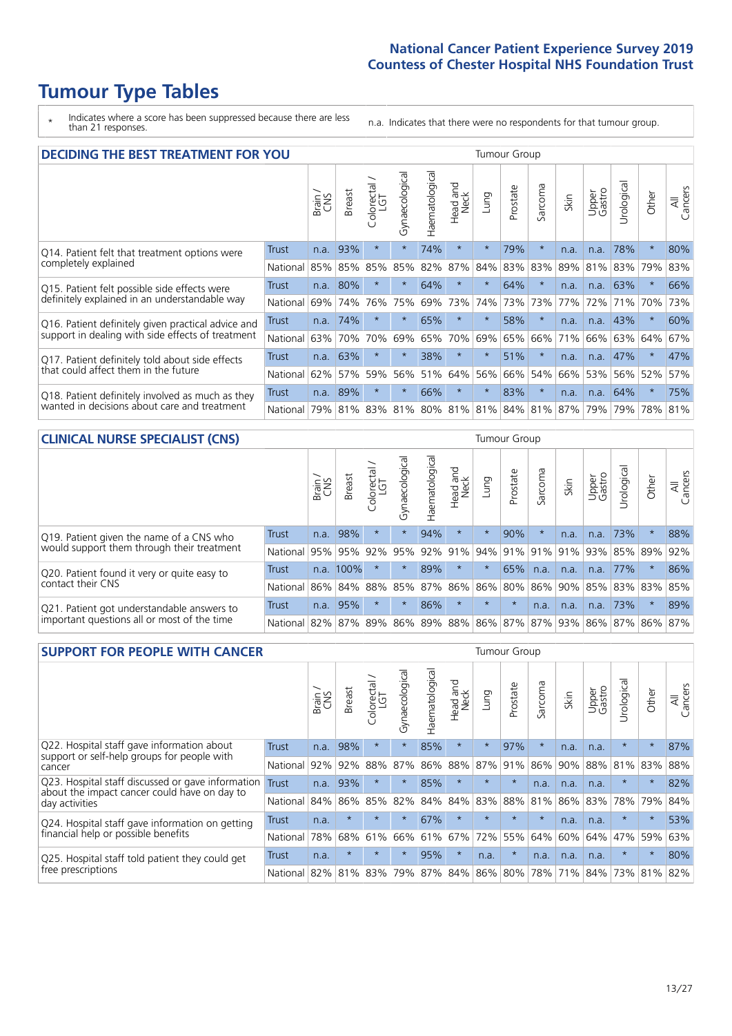# Tumour Type Tables

- * Indicates where a score has been suppressed because there are less than 21 responses.
- n.a. Indicates that there were no respondents for that tumour group.

## DECIDING THE BEST TREATMENT FOR YOU

| | | Brain / CNS | Breast | Colorectal / LGT | Gynaecological | Haematological | Head and Neck | Lung | Prostate | Sarcoma | Skin | Upper Gastro | Urological | Other | All Cancers |
|---|---|---|---|---|---|---|---|---|---|---|---|---|---|---|---|
| Q14. Patient felt that treatment options were completely explained | Trust | n.a. | 93% | * | * | 74% | * | * | 79% | * | n.a. | n.a. | 78% | * | 80% |
| | National | 85% | 85% | 85% | 85% | 82% | 87% | 84% | 83% | 83% | 89% | 81% | 83% | 79% | 83% |
| Q15. Patient felt possible side effects were definitely explained in an understandable way | Trust | n.a. | 80% | * | * | 64% | * | * | 64% | * | n.a. | n.a. | 63% | * | 66% |
| | National | 69% | 74% | 76% | 75% | 69% | 73% | 74% | 73% | 73% | 77% | 72% | 71% | 70% | 73% |
| Q16. Patient definitely given practical advice and support in dealing with side effects of treatment | Trust | n.a. | 74% | * | * | 65% | * | * | 58% | * | n.a. | n.a. | 43% | * | 60% |
| | National | 63% | 70% | 70% | 69% | 65% | 70% | 69% | 65% | 66% | 71% | 66% | 63% | 64% | 67% |
| Q17. Patient definitely told about side effects that could affect them in the future | Trust | n.a. | 63% | * | * | 38% | * | * | 51% | * | n.a. | n.a. | 47% | * | 47% |
| | National | 62% | 57% | 59% | 56% | 51% | 64% | 56% | 66% | 54% | 66% | 53% | 56% | 52% | 57% |
| Q18. Patient definitely involved as much as they wanted in decisions about care and treatment | Trust | n.a. | 89% | * | * | 66% | * | * | 83% | * | n.a. | n.a. | 64% | * | 75% |
| | National | 79% | 81% | 83% | 81% | 80% | 81% | 81% | 84% | 81% | 87% | 79% | 79% | 78% | 81% |

## CLINICAL NURSE SPECIALIST (CNS)

| | | Brain / CNS | Breast | Colorectal / LGT | Gynaecological | Haematological | Head and Neck | Lung | Prostate | Sarcoma | Skin | Upper Gastro | Urological | Other | All Cancers |
|---|---|---|---|---|---|---|---|---|---|---|---|---|---|---|---|
| Q19. Patient given the name of a CNS who would support them through their treatment | Trust | n.a. | 98% | * | * | 94% | * | * | 90% | * | n.a. | n.a. | 73% | * | 88% |
| | National | 95% | 95% | 92% | 95% | 92% | 91% | 94% | 91% | 91% | 91% | 93% | 85% | 89% | 92% |
| Q20. Patient found it very or quite easy to contact their CNS | Trust | n.a. | 100% | * | * | 89% | * | * | 65% | n.a. | n.a. | n.a. | 77% | * | 86% |
| | National | 86% | 84% | 88% | 85% | 87% | 86% | 86% | 80% | 86% | 90% | 85% | 83% | 83% | 85% |
| Q21. Patient got understandable answers to important questions all or most of the time | Trust | n.a. | 95% | * | * | 86% | * | * | * | n.a. | n.a. | n.a. | 73% | * | 89% |
| | National | 82% | 87% | 89% | 86% | 89% | 88% | 86% | 87% | 87% | 93% | 86% | 87% | 86% | 87% |

## SUPPORT FOR PEOPLE WITH CANCER

| | | Brain / CNS | Breast | Colorectal / LGT | Gynaecological | Haematological | Head and Neck | Lung | Prostate | Sarcoma | Skin | Upper Gastro | Urological | Other | All Cancers |
|---|---|---|---|---|---|---|---|---|---|---|---|---|---|---|---|
| Q22. Hospital staff gave information about support or self-help groups for people with cancer | Trust | n.a. | 98% | * | * | 85% | * | * | 97% | * | n.a. | n.a. | * | * | 87% |
| | National | 92% | 92% | 88% | 87% | 86% | 88% | 87% | 91% | 86% | 90% | 88% | 81% | 83% | 88% |
| Q23. Hospital staff discussed or gave information about the impact cancer could have on day to day activities | Trust | n.a. | 93% | * | * | 85% | * | * | * | n.a. | n.a. | n.a. | * | * | 82% |
| | National | 84% | 86% | 85% | 82% | 84% | 84% | 83% | 88% | 81% | 86% | 83% | 78% | 79% | 84% |
| Q24. Hospital staff gave information on getting financial help or possible benefits | Trust | n.a. | * | * | * | 67% | * | * | * | * | n.a. | n.a. | * | * | 53% |
| | National | 78% | 68% | 61% | 66% | 61% | 67% | 72% | 55% | 64% | 60% | 64% | 47% | 59% | 63% |
| Q25. Hospital staff told patient they could get free prescriptions | Trust | n.a. | * | * | * | 95% | * | n.a. | * | n.a. | n.a. | n.a. | * | * | 80% |
| | National | 82% | 81% | 83% | 79% | 87% | 84% | 86% | 80% | 78% | 71% | 84% | 73% | 81% | 82% |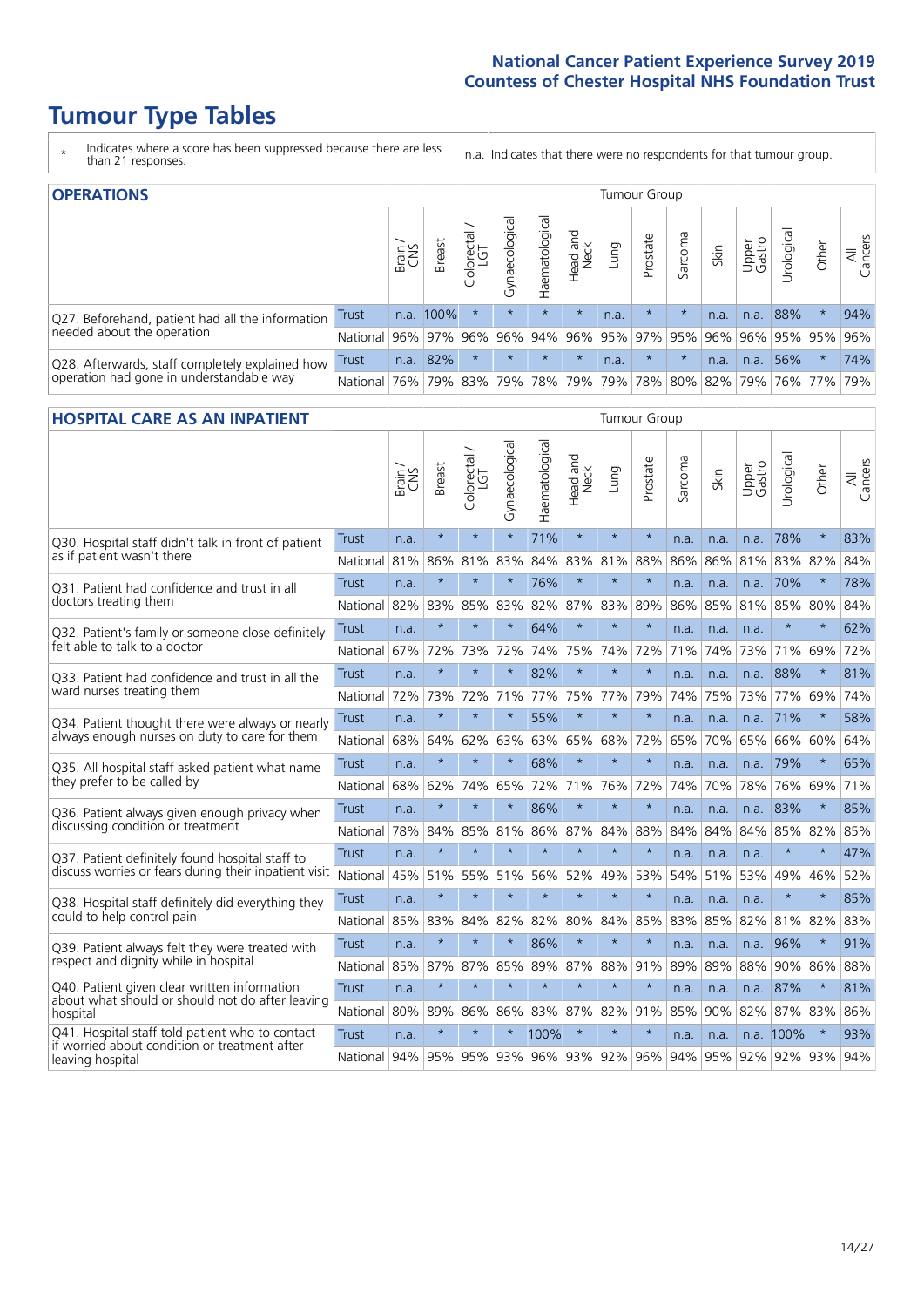# Tumour Type Tables

\* Indicates where a score has been suppressed because there are less than 21 responses.

n.a. Indicates that there were no respondents for that tumour group.

## OPERATIONS

| | | Brain / CNS | Breast | Colorectal / LGT | Gynaecological | Haematological | Head and Neck | Lung | Prostate | Sarcoma | Skin | Upper Gastro | Urological | Other | All Cancers |
|---|---|---|---|---|---|---|---|---|---|---|---|---|---|---|---|
| Q27. Beforehand, patient had all the information needed about the operation | Trust | n.a. | 100% | * | * | * | * | n.a. | * | * | n.a. | n.a. | 88% | * | 94% |
| | National | 96% | 97% | 96% | 96% | 94% | 96% | 95% | 97% | 95% | 96% | 96% | 95% | 95% | 96% |
| Q28. Afterwards, staff completely explained how operation had gone in understandable way | Trust | n.a. | 82% | * | * | * | * | n.a. | * | * | n.a. | n.a. | 56% | * | 74% |
| | National | 76% | 79% | 83% | 79% | 78% | 79% | 79% | 78% | 80% | 82% | 79% | 76% | 77% | 79% |

## HOSPITAL CARE AS AN INPATIENT

| | | Brain / CNS | Breast | Colorectal / LGT | Gynaecological | Haematological | Head and Neck | Lung | Prostate | Sarcoma | Skin | Upper Gastro | Urological | Other | All Cancers |
|---|---|---|---|---|---|---|---|---|---|---|---|---|---|---|---|
| Q30. Hospital staff didn't talk in front of patient as if patient wasn't there | Trust | n.a. | * | * | * | 71% | * | * | * | n.a. | n.a. | n.a. | 78% | * | 83% |
| | National | 81% | 86% | 81% | 83% | 84% | 83% | 81% | 88% | 86% | 86% | 81% | 83% | 82% | 84% |
| Q31. Patient had confidence and trust in all doctors treating them | Trust | n.a. | * | * | * | 76% | * | * | * | n.a. | n.a. | n.a. | 70% | * | 78% |
| | National | 82% | 83% | 85% | 83% | 82% | 87% | 83% | 89% | 86% | 85% | 81% | 85% | 80% | 84% |
| Q32. Patient's family or someone close definitely felt able to talk to a doctor | Trust | n.a. | * | * | * | 64% | * | * | * | n.a. | n.a. | n.a. | * | * | 62% |
| | National | 67% | 72% | 73% | 72% | 74% | 75% | 74% | 72% | 71% | 74% | 73% | 71% | 69% | 72% |
| Q33. Patient had confidence and trust in all the ward nurses treating them | Trust | n.a. | * | * | * | 82% | * | * | * | n.a. | n.a. | n.a. | 88% | * | 81% |
| | National | 72% | 73% | 72% | 71% | 77% | 75% | 77% | 79% | 74% | 75% | 73% | 77% | 69% | 74% |
| Q34. Patient thought there were always or nearly always enough nurses on duty to care for them | Trust | n.a. | * | * | * | 55% | * | * | * | n.a. | n.a. | n.a. | 71% | * | 58% |
| | National | 68% | 64% | 62% | 63% | 63% | 65% | 68% | 72% | 65% | 70% | 65% | 66% | 60% | 64% |
| Q35. All hospital staff asked patient what name they prefer to be called by | Trust | n.a. | * | * | * | 68% | * | * | * | n.a. | n.a. | n.a. | 79% | * | 65% |
| | National | 68% | 62% | 74% | 65% | 72% | 71% | 76% | 72% | 74% | 70% | 78% | 76% | 69% | 71% |
| Q36. Patient always given enough privacy when discussing condition or treatment | Trust | n.a. | * | * | * | 86% | * | * | * | n.a. | n.a. | n.a. | 83% | * | 85% |
| | National | 78% | 84% | 85% | 81% | 86% | 87% | 84% | 88% | 84% | 84% | 84% | 85% | 82% | 85% |
| Q37. Patient definitely found hospital staff to discuss worries or fears during their inpatient visit | Trust | n.a. | * | * | * | * | * | * | * | n.a. | n.a. | n.a. | * | * | 47% |
| | National | 45% | 51% | 55% | 51% | 56% | 52% | 49% | 53% | 54% | 51% | 53% | 49% | 46% | 52% |
| Q38. Hospital staff definitely did everything they could to help control pain | Trust | n.a. | * | * | * | * | * | * | * | n.a. | n.a. | n.a. | * | * | 85% |
| | National | 85% | 83% | 84% | 82% | 82% | 80% | 84% | 85% | 83% | 85% | 82% | 81% | 82% | 83% |
| Q39. Patient always felt they were treated with respect and dignity while in hospital | Trust | n.a. | * | * | * | 86% | * | * | * | n.a. | n.a. | n.a. | 96% | * | 91% |
| | National | 85% | 87% | 87% | 85% | 89% | 87% | 88% | 91% | 89% | 89% | 88% | 90% | 86% | 88% |
| Q40. Patient given clear written information about what should or should not do after leaving hospital | Trust | n.a. | * | * | * | * | * | * | * | n.a. | n.a. | n.a. | 87% | * | 81% |
| | National | 80% | 89% | 86% | 86% | 83% | 87% | 82% | 91% | 85% | 90% | 82% | 87% | 83% | 86% |
| Q41. Hospital staff told patient who to contact if worried about condition or treatment after leaving hospital | Trust | n.a. | * | * | * | 100% | * | * | * | n.a. | n.a. | n.a. | 100% | * | 93% |
| | National | 94% | 95% | 95% | 93% | 96% | 93% | 92% | 96% | 94% | 95% | 92% | 92% | 93% | 94% |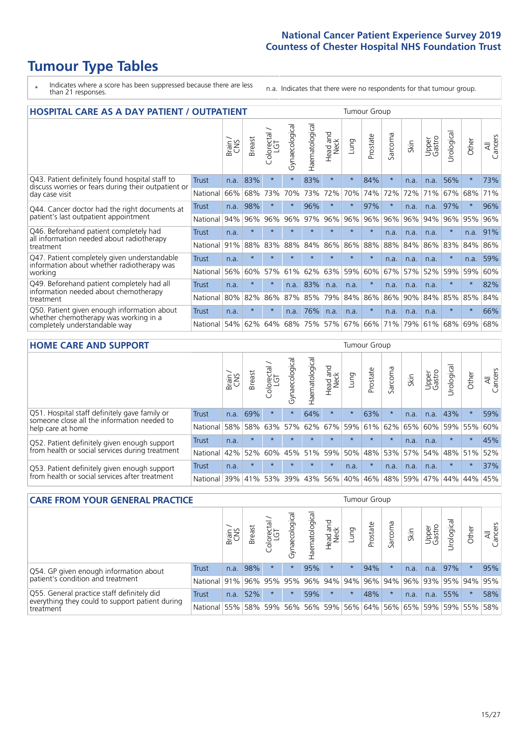# Tumour Type Tables

\* Indicates where a score has been suppressed because there are less than 21 responses.

n.a. Indicates that there were no respondents for that tumour group.

## HOSPITAL CARE AS A DAY PATIENT / OUTPATIENT

| | | Brain / CNS | Breast | Colorectal / LGT | Gynaecological | Haematological | Head and Neck | Lung | Prostate | Sarcoma | Skin | Upper Gastro | Urological | Other | All Cancers |
|---|---|---|---|---|---|---|---|---|---|---|---|---|---|---|---|
| Q43. Patient definitely found hospital staff to discuss worries or fears during their outpatient or day case visit | Trust | n.a. | 83% | * | * | 83% | * | * | 84% | * | n.a. | n.a. | 56% | * | 73% |
| | National | 66% | 68% | 73% | 70% | 73% | 72% | 70% | 74% | 72% | 72% | 71% | 67% | 68% | 71% |
| Q44. Cancer doctor had the right documents at patient's last outpatient appointment | Trust | n.a. | 98% | * | * | 96% | * | * | 97% | * | n.a. | n.a. | 97% | * | 96% |
| | National | 94% | 96% | 96% | 96% | 97% | 96% | 96% | 96% | 96% | 96% | 94% | 96% | 95% | 96% |
| Q46. Beforehand patient completely had all information needed about radiotherapy treatment | Trust | n.a. | * | * | * | * | * | * | * | n.a. | n.a. | n.a. | * | n.a. | 91% |
| | National | 91% | 88% | 83% | 88% | 84% | 86% | 86% | 88% | 88% | 84% | 86% | 83% | 84% | 86% |
| Q47. Patient completely given understandable information about whether radiotherapy was working | Trust | n.a. | * | * | * | * | * | * | * | n.a. | n.a. | n.a. | * | n.a. | 59% |
| | National | 56% | 60% | 57% | 61% | 62% | 63% | 59% | 60% | 67% | 57% | 52% | 59% | 59% | 60% |
| Q49. Beforehand patient completely had all information needed about chemotherapy treatment | Trust | n.a. | * | * | n.a. | 83% | n.a. | n.a. | * | n.a. | n.a. | n.a. | * | * | 82% |
| | National | 80% | 82% | 86% | 87% | 85% | 79% | 84% | 86% | 86% | 90% | 84% | 85% | 85% | 84% |
| Q50. Patient given enough information about whether chemotherapy was working in a completely understandable way | Trust | n.a. | * | * | n.a. | 76% | n.a. | n.a. | * | n.a. | n.a. | n.a. | * | * | 66% |
| | National | 54% | 62% | 64% | 68% | 75% | 57% | 67% | 66% | 71% | 79% | 61% | 68% | 69% | 68% |

## HOME CARE AND SUPPORT

| | | Brain / CNS | Breast | Colorectal / LGT | Gynaecological | Haematological | Head and Neck | Lung | Prostate | Sarcoma | Skin | Upper Gastro | Urological | Other | All Cancers |
|---|---|---|---|---|---|---|---|---|---|---|---|---|---|---|---|
| Q51. Hospital staff definitely gave family or someone close all the information needed to help care at home | Trust | n.a. | 69% | * | * | 64% | * | * | 63% | * | n.a. | n.a. | 43% | * | 59% |
| | National | 58% | 58% | 63% | 57% | 62% | 67% | 59% | 61% | 62% | 65% | 60% | 59% | 55% | 60% |
| Q52. Patient definitely given enough support from health or social services during treatment | Trust | n.a. | * | * | * | * | * | * | * | * | n.a. | n.a. | * | * | 45% |
| | National | 42% | 52% | 60% | 45% | 51% | 59% | 50% | 48% | 53% | 57% | 54% | 48% | 51% | 52% |
| Q53. Patient definitely given enough support from health or social services after treatment | Trust | n.a. | * | * | * | * | * | n.a. | * | n.a. | n.a. | n.a. | * | * | 37% |
| | National | 39% | 41% | 53% | 39% | 43% | 56% | 40% | 46% | 48% | 59% | 47% | 44% | 44% | 45% |

## CARE FROM YOUR GENERAL PRACTICE

| | | Brain / CNS | Breast | Colorectal / LGT | Gynaecological | Haematological | Head and Neck | Lung | Prostate | Sarcoma | Skin | Upper Gastro | Urological | Other | All Cancers |
|---|---|---|---|---|---|---|---|---|---|---|---|---|---|---|---|
| Q54. GP given enough information about patient's condition and treatment | Trust | n.a. | 98% | * | * | 95% | * | * | 94% | * | n.a. | n.a. | 97% | * | 95% |
| | National | 91% | 96% | 95% | 95% | 96% | 94% | 94% | 96% | 94% | 96% | 93% | 95% | 94% | 95% |
| Q55. General practice staff definitely did everything they could to support patient during treatment | Trust | n.a. | 52% | * | * | 59% | * | * | 48% | * | n.a. | n.a. | 55% | * | 58% |
| | National | 55% | 58% | 59% | 56% | 56% | 59% | 56% | 64% | 56% | 65% | 59% | 59% | 55% | 58% |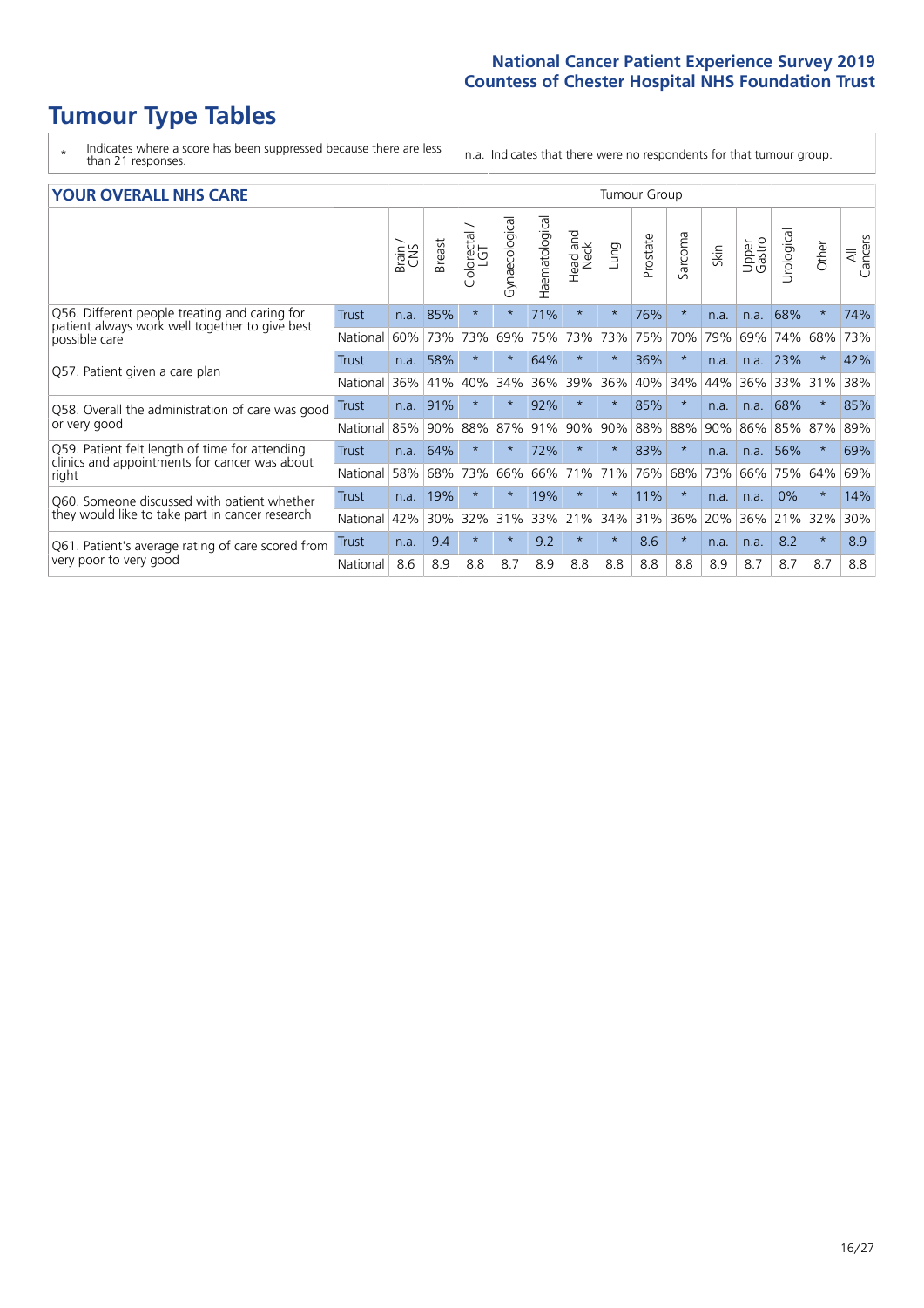# Tumour Type Tables

\* Indicates where a score has been suppressed because there are less than 21 responses.

n.a. Indicates that there were no respondents for that tumour group.

## YOUR OVERALL NHS CARE

| | | Brain / CNS | Breast | Colorectal / LGT | Gynaecological | Haematological | Head and Neck | Lung | Prostate | Sarcoma | Skin | Upper Gastro | Urological | Other | All Cancers |
|---|---|---|---|---|---|---|---|---|---|---|---|---|---|---|---|
| Q56. Different people treating and caring for patient always work well together to give best possible care | Trust | n.a. | 85% | * | * | 71% | * | * | 76% | * | n.a. | n.a. | 68% | * | 74% |
| | National | 60% | 73% | 73% | 69% | 75% | 73% | 73% | 75% | 70% | 79% | 69% | 74% | 68% | 73% |
| Q57. Patient given a care plan | Trust | n.a. | 58% | * | * | 64% | * | * | 36% | * | n.a. | n.a. | 23% | * | 42% |
| | National | 36% | 41% | 40% | 34% | 36% | 39% | 36% | 40% | 34% | 44% | 36% | 33% | 31% | 38% |
| Q58. Overall the administration of care was good or very good | Trust | n.a. | 91% | * | * | 92% | * | * | 85% | * | n.a. | n.a. | 68% | * | 85% |
| | National | 85% | 90% | 88% | 87% | 91% | 90% | 90% | 88% | 88% | 90% | 86% | 85% | 87% | 89% |
| Q59. Patient felt length of time for attending clinics and appointments for cancer was about right | Trust | n.a. | 64% | * | * | 72% | * | * | 83% | * | n.a. | n.a. | 56% | * | 69% |
| | National | 58% | 68% | 73% | 66% | 66% | 71% | 71% | 76% | 68% | 73% | 66% | 75% | 64% | 69% |
| Q60. Someone discussed with patient whether they would like to take part in cancer research | Trust | n.a. | 19% | * | * | 19% | * | * | 11% | * | n.a. | n.a. | 0% | * | 14% |
| | National | 42% | 30% | 32% | 31% | 33% | 21% | 34% | 31% | 36% | 20% | 36% | 21% | 32% | 30% |
| Q61. Patient's average rating of care scored from very poor to very good | Trust | n.a. | 9.4 | * | * | 9.2 | * | * | 8.6 | * | n.a. | n.a. | 8.2 | * | 8.9 |
| | National | 8.6 | 8.9 | 8.8 | 8.7 | 8.9 | 8.8 | 8.8 | 8.8 | 8.8 | 8.9 | 8.7 | 8.7 | 8.7 | 8.8 |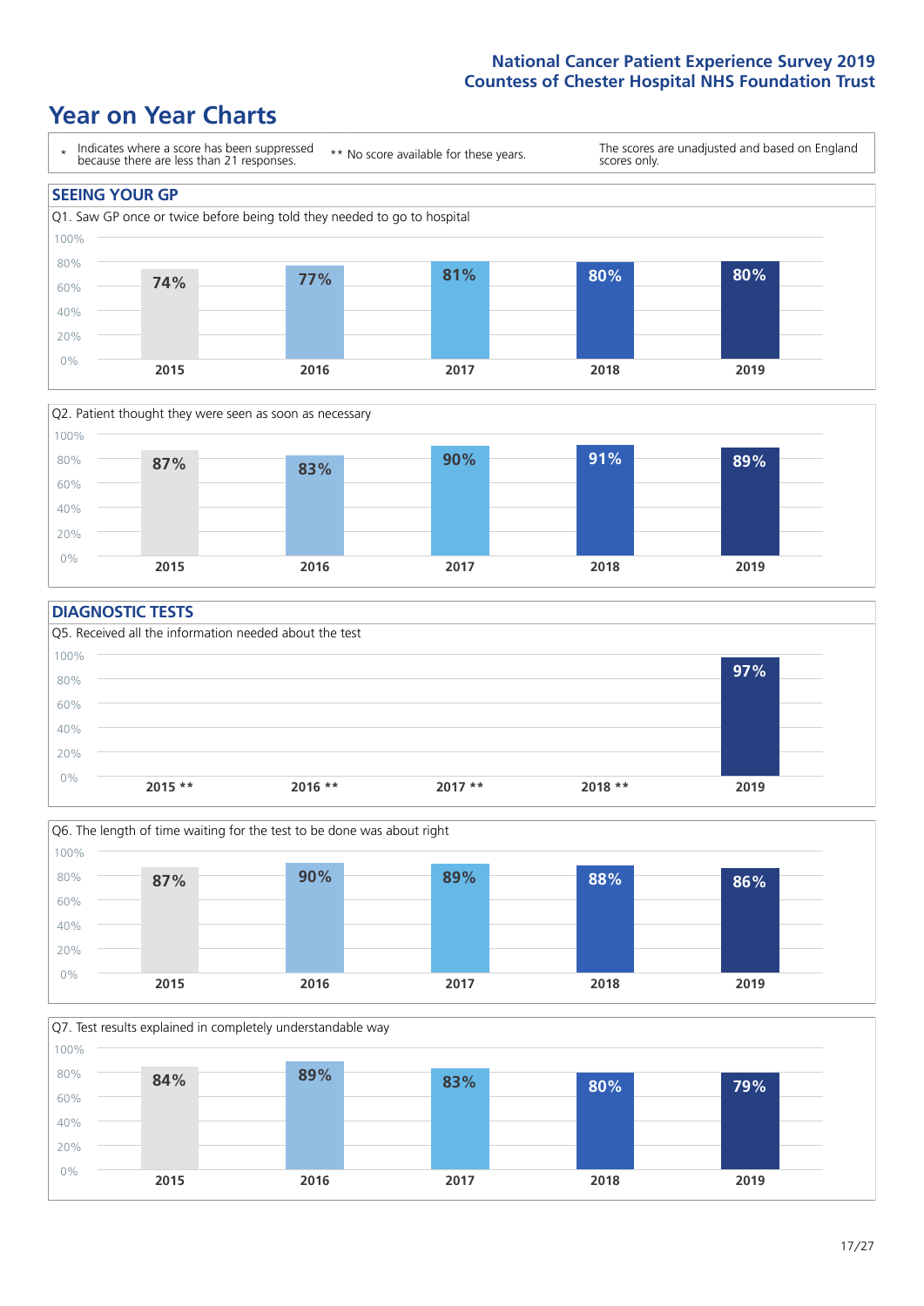# Year on Year Charts

\* Indicates where a score has been suppressed because there are less than 21 responses.

\*\* No score available for these years.

The scores are unadjusted and based on England scores only.

## SEEING YOUR GP

Q1. Saw GP once or twice before being told they needed to go to hospital

| 2015 | 2016 | 2017 | 2018 | 2019 |
|---|---|---|---|---|
| 74% | 77% | 81% | 80% | 80% |

Q2. Patient thought they were seen as soon as necessary

| 2015 | 2016 | 2017 | 2018 | 2019 |
|---|---|---|---|---|
| 87% | 83% | 90% | 91% | 89% |

## DIAGNOSTIC TESTS

Q5. Received all the information needed about the test

| 2015 ** | 2016 ** | 2017 ** | 2018 ** | 2019 |
|---|---|---|---|---|
| | | | | 97% |

Q6. The length of time waiting for the test to be done was about right

| 2015 | 2016 | 2017 | 2018 | 2019 |
|---|---|---|---|---|
| 87% | 90% | 89% | 88% | 86% |

Q7. Test results explained in completely understandable way

| 2015 | 2016 | 2017 | 2018 | 2019 |
|---|---|---|---|---|
| 84% | 89% | 83% | 80% | 79% |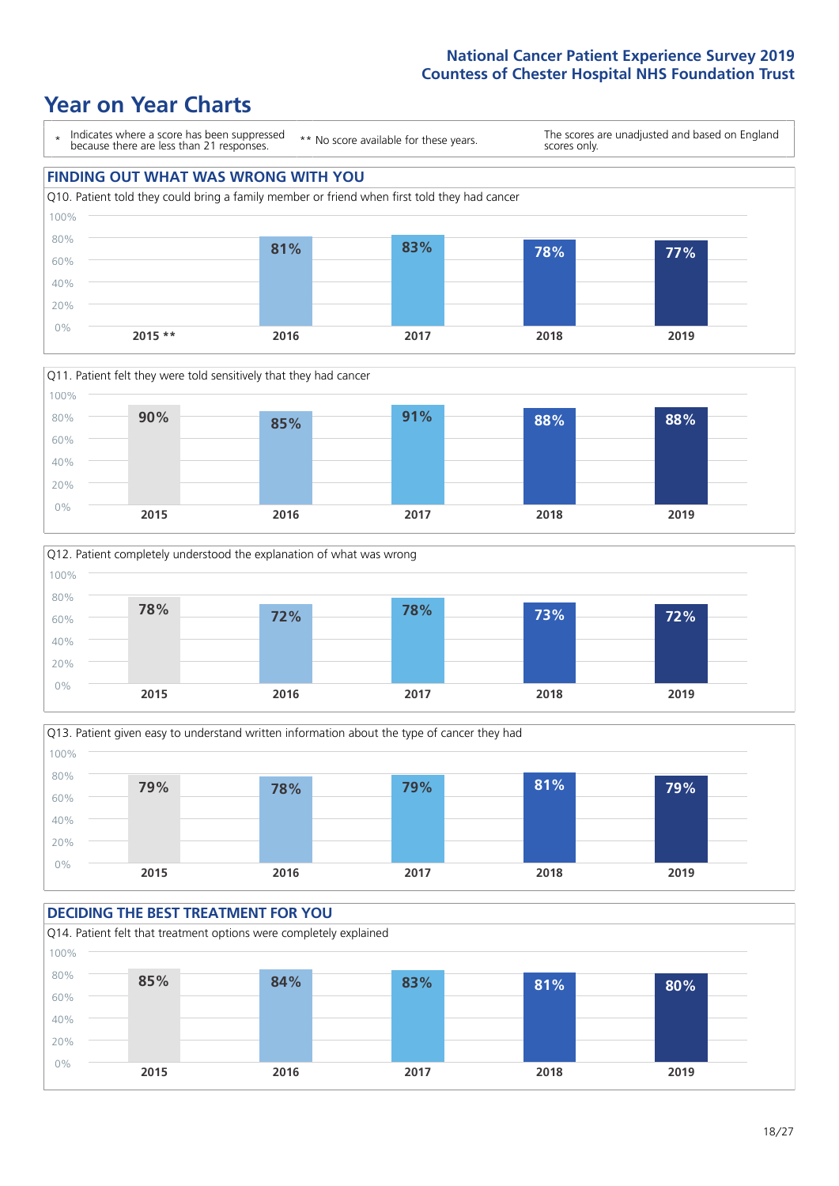# Year on Year Charts

| * Indicates where a score has been suppressed because there are less than 21 responses. | ** No score available for these years. | The scores are unadjusted and based on England scores only. |
|---|---|---|

## FINDING OUT WHAT WAS WRONG WITH YOU

Q10. Patient told they could bring a family member or friend when first told they had cancer

| 2015 ** | 2016 | 2017 | 2018 | 2019 |
|---|---|---|---|---|
| | 81% | 83% | 78% | 77% |

Q11. Patient felt they were told sensitively that they had cancer

| 2015 | 2016 | 2017 | 2018 | 2019 |
|---|---|---|---|---|
| 90% | 85% | 91% | 88% | 88% |

Q12. Patient completely understood the explanation of what was wrong

| 2015 | 2016 | 2017 | 2018 | 2019 |
|---|---|---|---|---|
| 78% | 72% | 78% | 73% | 72% |

Q13. Patient given easy to understand written information about the type of cancer they had

| 2015 | 2016 | 2017 | 2018 | 2019 |
|---|---|---|---|---|
| 79% | 78% | 79% | 81% | 79% |

## DECIDING THE BEST TREATMENT FOR YOU

Q14. Patient felt that treatment options were completely explained

| 2015 | 2016 | 2017 | 2018 | 2019 |
|---|---|---|---|---|
| 85% | 84% | 83% | 81% | 80% |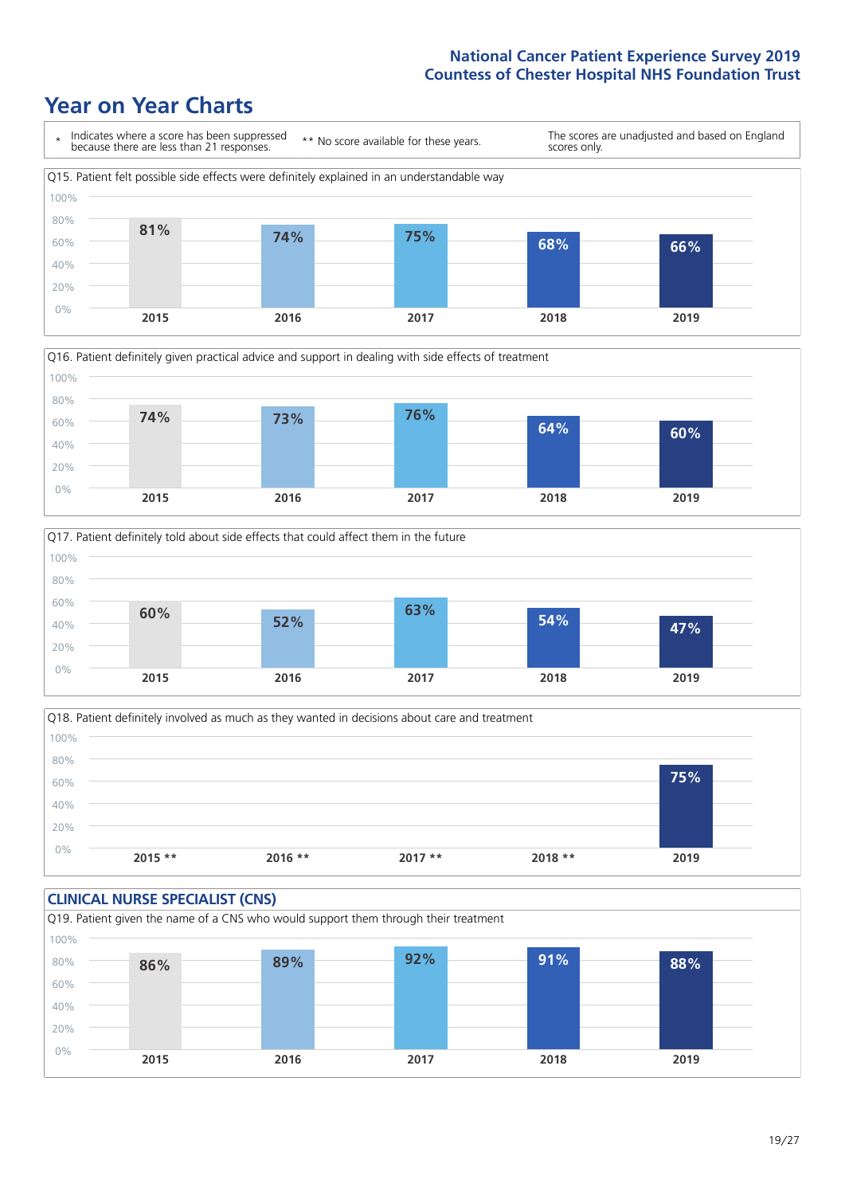# Year on Year Charts

| * Indicates where a score has been suppressed because there are less than 21 responses. | ** No score available for these years. | The scores are unadjusted and based on England scores only. |
|---|---|---|

Q15. Patient felt possible side effects were definitely explained in an understandable way

| 2015 | 2016 | 2017 | 2018 | 2019 |
|---|---|---|---|---|
| 81% | 74% | 75% | 68% | 66% |

Q16. Patient definitely given practical advice and support in dealing with side effects of treatment

| 2015 | 2016 | 2017 | 2018 | 2019 |
|---|---|---|---|---|
| 74% | 73% | 76% | 64% | 60% |

Q17. Patient definitely told about side effects that could affect them in the future

| 2015 | 2016 | 2017 | 2018 | 2019 |
|---|---|---|---|---|
| 60% | 52% | 63% | 54% | 47% |

Q18. Patient definitely involved as much as they wanted in decisions about care and treatment

| 2015 ** | 2016 ** | 2017 ** | 2018 ** | 2019 |
|---|---|---|---|---|
| | | | | 75% |

## CLINICAL NURSE SPECIALIST (CNS)

Q19. Patient given the name of a CNS who would support them through their treatment

| 2015 | 2016 | 2017 | 2018 | 2019 |
|---|---|---|---|---|
| 86% | 89% | 92% | 91% | 88% |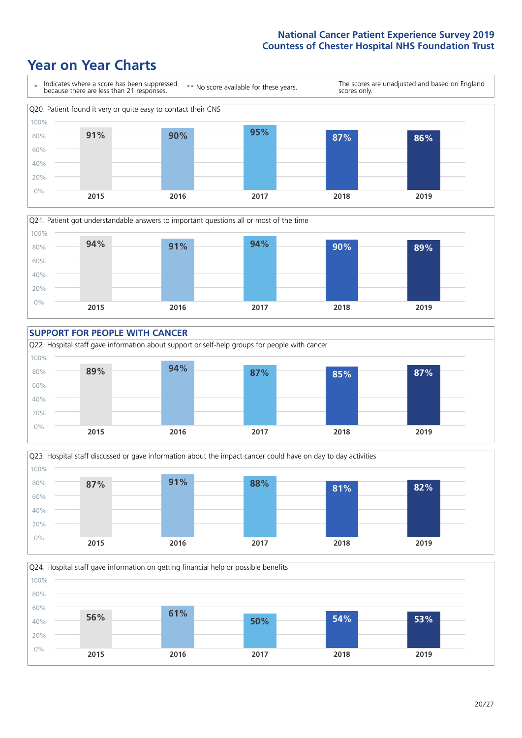# Year on Year Charts

\* Indicates where a score has been suppressed because there are less than 21 responses.

** No score available for these years.

The scores are unadjusted and based on England scores only.

Q20. Patient found it very or quite easy to contact their CNS

| 2015 | 2016 | 2017 | 2018 | 2019 |
|---|---|---|---|---|
| 91% | 90% | 95% | 87% | 86% |

Q21. Patient got understandable answers to important questions all or most of the time

| 2015 | 2016 | 2017 | 2018 | 2019 |
|---|---|---|---|---|
| 94% | 91% | 94% | 90% | 89% |

## SUPPORT FOR PEOPLE WITH CANCER

Q22. Hospital staff gave information about support or self-help groups for people with cancer

| 2015 | 2016 | 2017 | 2018 | 2019 |
|---|---|---|---|---|
| 89% | 94% | 87% | 85% | 87% |

Q23. Hospital staff discussed or gave information about the impact cancer could have on day to day activities

| 2015 | 2016 | 2017 | 2018 | 2019 |
|---|---|---|---|---|
| 87% | 91% | 88% | 81% | 82% |

Q24. Hospital staff gave information on getting financial help or possible benefits

| 2015 | 2016 | 2017 | 2018 | 2019 |
|---|---|---|---|---|
| 56% | 61% | 50% | 54% | 53% |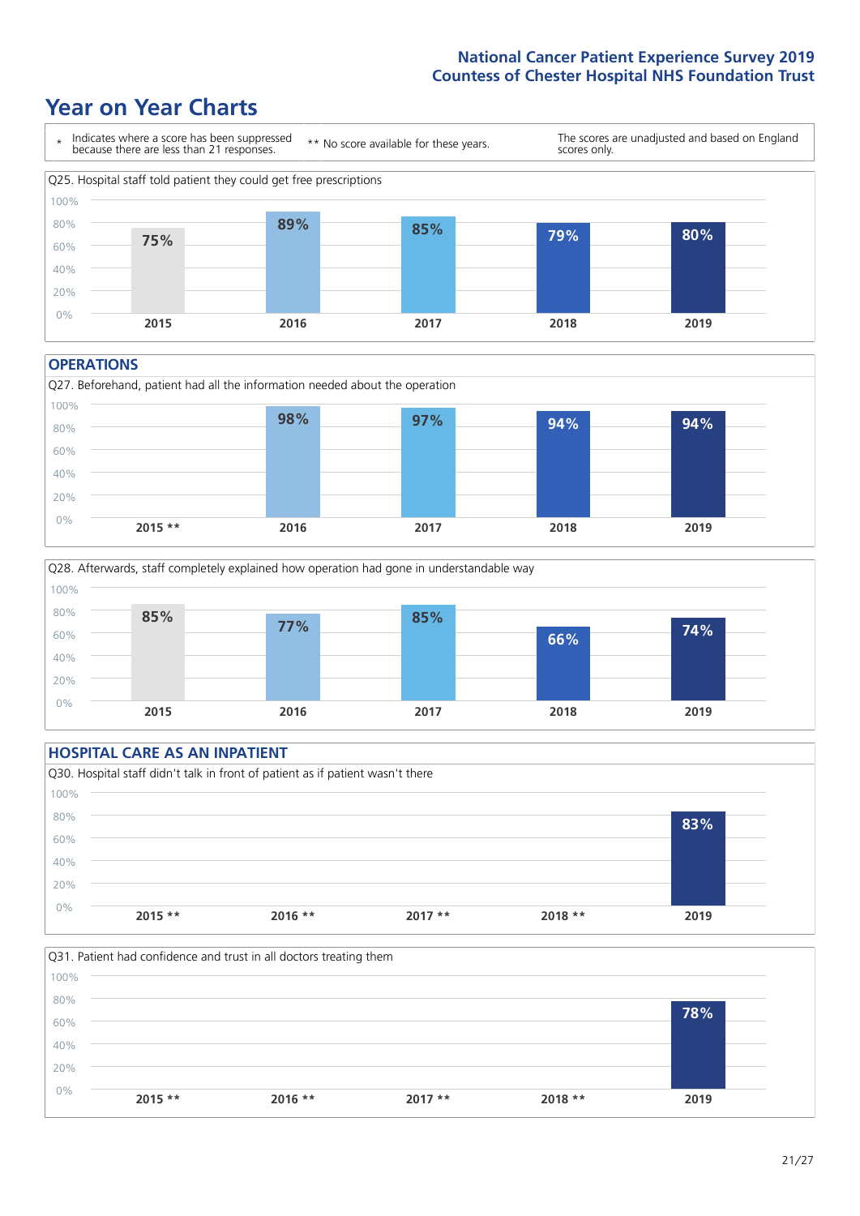# Year on Year Charts

| * Indicates where a score has been suppressed because there are less than 21 responses. | ** No score available for these years. | The scores are unadjusted and based on England scores only. |
|---|---|---|

Q25. Hospital staff told patient they could get free prescriptions

| 2015 | 2016 | 2017 | 2018 | 2019 |
|---|---|---|---|---|
| 75% | 89% | 85% | 79% | 80% |

## OPERATIONS

Q27. Beforehand, patient had all the information needed about the operation

| 2015 ** | 2016 | 2017 | 2018 | 2019 |
|---|---|---|---|---|
| | 98% | 97% | 94% | 94% |

Q28. Afterwards, staff completely explained how operation had gone in understandable way

| 2015 | 2016 | 2017 | 2018 | 2019 |
|---|---|---|---|---|
| 85% | 77% | 85% | 66% | 74% |

## HOSPITAL CARE AS AN INPATIENT

Q30. Hospital staff didn't talk in front of patient as if patient wasn't there

| 2015 ** | 2016 ** | 2017 ** | 2018 ** | 2019 |
|---|---|---|---|---|
| | | | | 83% |

Q31. Patient had confidence and trust in all doctors treating them

| 2015 ** | 2016 ** | 2017 ** | 2018 ** | 2019 |
|---|---|---|---|---|
| | | | | 78% |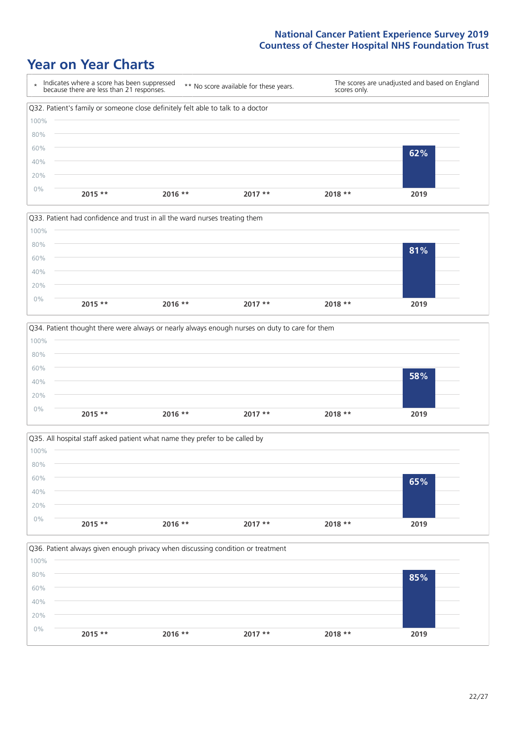# Year on Year Charts

\* Indicates where a score has been suppressed because there are less than 21 responses.

** No score available for these years.

The scores are unadjusted and based on England scores only.

Q32. Patient's family or someone close definitely felt able to talk to a doctor

| 2015 ** | 2016 ** | 2017 ** | 2018 ** | 2019 |
|---|---|---|---|---|
| | | | | 62% |

Q33. Patient had confidence and trust in all the ward nurses treating them

| 2015 ** | 2016 ** | 2017 ** | 2018 ** | 2019 |
|---|---|---|---|---|
| | | | | 81% |

Q34. Patient thought there were always or nearly always enough nurses on duty to care for them

| 2015 ** | 2016 ** | 2017 ** | 2018 ** | 2019 |
|---|---|---|---|---|
| | | | | 58% |

Q35. All hospital staff asked patient what name they prefer to be called by

| 2015 ** | 2016 ** | 2017 ** | 2018 ** | 2019 |
|---|---|---|---|---|
| | | | | 65% |

Q36. Patient always given enough privacy when discussing condition or treatment

| 2015 ** | 2016 ** | 2017 ** | 2018 ** | 2019 |
|---|---|---|---|---|
| | | | | 85% |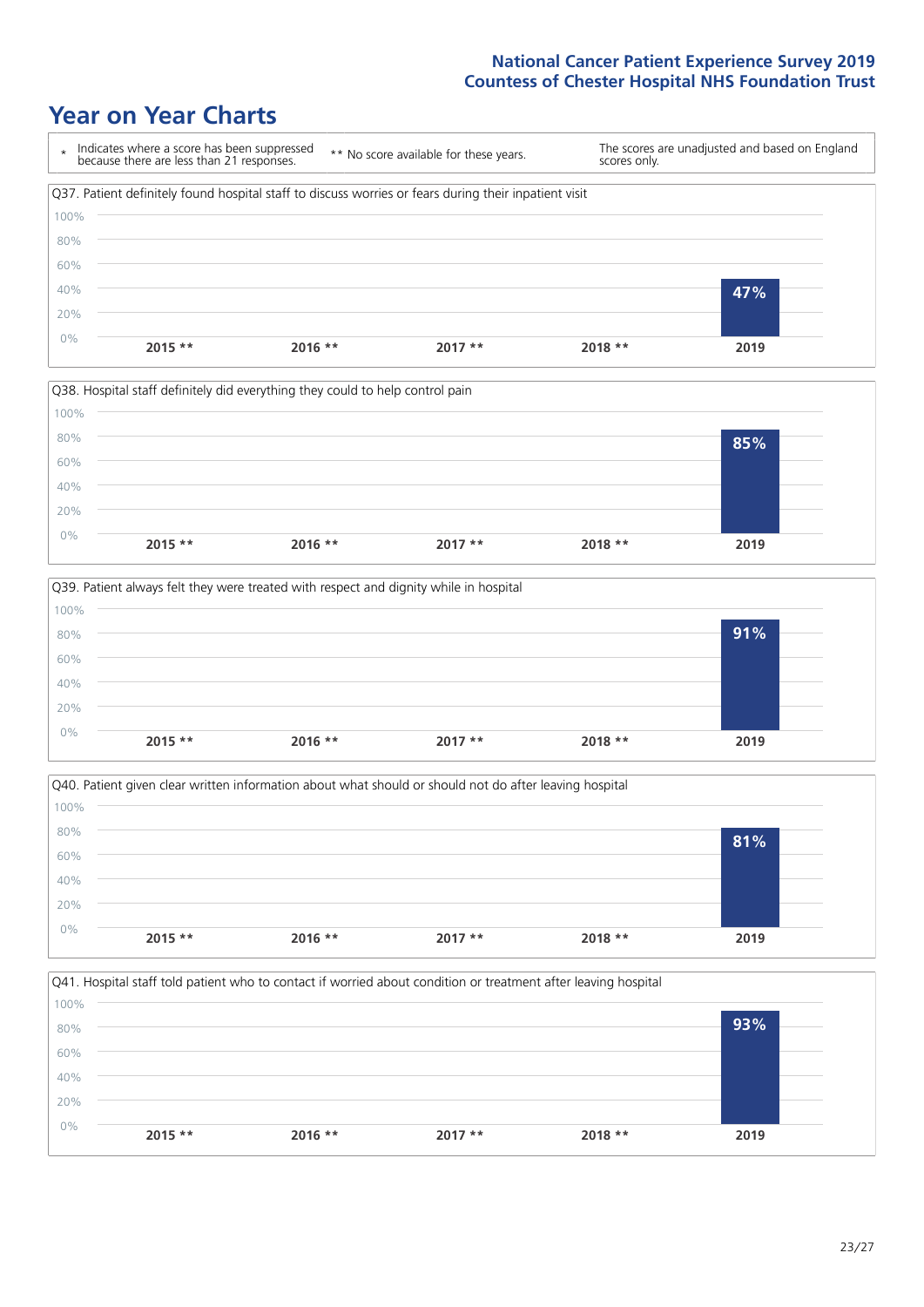# Year on Year Charts

\* Indicates where a score has been suppressed because there are less than 21 responses.

** No score available for these years.

The scores are unadjusted and based on England scores only.

Q37. Patient definitely found hospital staff to discuss worries or fears during their inpatient visit

| 2015 ** | 2016 ** | 2017 ** | 2018 ** | 2019 |
|---|---|---|---|---|
| | | | | 47% |

Q38. Hospital staff definitely did everything they could to help control pain

| 2015 ** | 2016 ** | 2017 ** | 2018 ** | 2019 |
|---|---|---|---|---|
| | | | | 85% |

Q39. Patient always felt they were treated with respect and dignity while in hospital

| 2015 ** | 2016 ** | 2017 ** | 2018 ** | 2019 |
|---|---|---|---|---|
| | | | | 91% |

Q40. Patient given clear written information about what should or should not do after leaving hospital

| 2015 ** | 2016 ** | 2017 ** | 2018 ** | 2019 |
|---|---|---|---|---|
| | | | | 81% |

Q41. Hospital staff told patient who to contact if worried about condition or treatment after leaving hospital

| 2015 ** | 2016 ** | 2017 ** | 2018 ** | 2019 |
|---|---|---|---|---|
| | | | | 93% |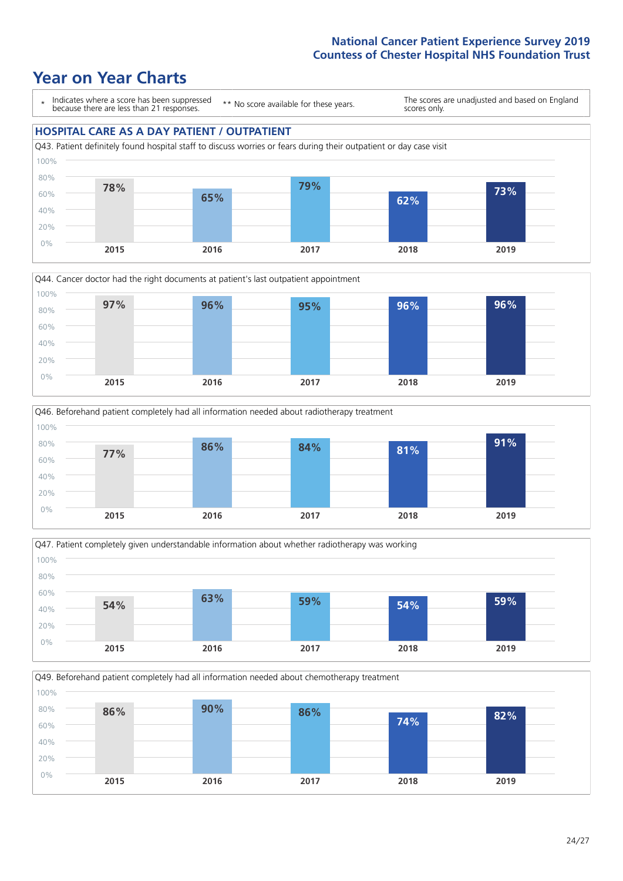# Year on Year Charts

\* Indicates where a score has been suppressed because there are less than 21 responses.

\*\* No score available for these years.

The scores are unadjusted and based on England scores only.

## HOSPITAL CARE AS A DAY PATIENT / OUTPATIENT

Q43. Patient definitely found hospital staff to discuss worries or fears during their outpatient or day case visit

| 2015 | 2016 | 2017 | 2018 | 2019 |
|---|---|---|---|---|
| 78% | 65% | 79% | 62% | 73% |

Q44. Cancer doctor had the right documents at patient's last outpatient appointment

| 2015 | 2016 | 2017 | 2018 | 2019 |
|---|---|---|---|---|
| 97% | 96% | 95% | 96% | 96% |

Q46. Beforehand patient completely had all information needed about radiotherapy treatment

| 2015 | 2016 | 2017 | 2018 | 2019 |
|---|---|---|---|---|
| 77% | 86% | 84% | 81% | 91% |

Q47. Patient completely given understandable information about whether radiotherapy was working

| 2015 | 2016 | 2017 | 2018 | 2019 |
|---|---|---|---|---|
| 54% | 63% | 59% | 54% | 59% |

Q49. Beforehand patient completely had all information needed about chemotherapy treatment

| 2015 | 2016 | 2017 | 2018 | 2019 |
|---|---|---|---|---|
| 86% | 90% | 86% | 74% | 82% |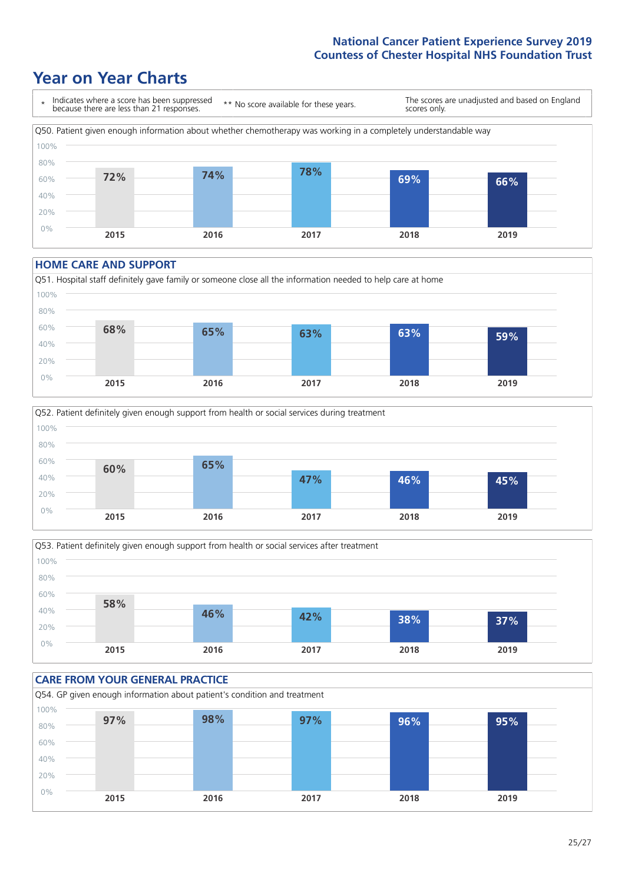## Year on Year Charts

\* Indicates where a score has been suppressed because there are less than 21 responses.

\*\* No score available for these years.

The scores are unadjusted and based on England scores only.

Q50. Patient given enough information about whether chemotherapy was working in a completely understandable way

| 2015 | 2016 | 2017 | 2018 | 2019 |
|---|---|---|---|---|
| 72% | 74% | 78% | 69% | 66% |

### HOME CARE AND SUPPORT

Q51. Hospital staff definitely gave family or someone close all the information needed to help care at home

| 2015 | 2016 | 2017 | 2018 | 2019 |
|---|---|---|---|---|
| 68% | 65% | 63% | 63% | 59% |

Q52. Patient definitely given enough support from health or social services during treatment

| 2015 | 2016 | 2017 | 2018 | 2019 |
|---|---|---|---|---|
| 60% | 65% | 47% | 46% | 45% |

Q53. Patient definitely given enough support from health or social services after treatment

| 2015 | 2016 | 2017 | 2018 | 2019 |
|---|---|---|---|---|
| 58% | 46% | 42% | 38% | 37% |

### CARE FROM YOUR GENERAL PRACTICE

Q54. GP given enough information about patient's condition and treatment

| 2015 | 2016 | 2017 | 2018 | 2019 |
|---|---|---|---|---|
| 97% | 98% | 97% | 96% | 95% |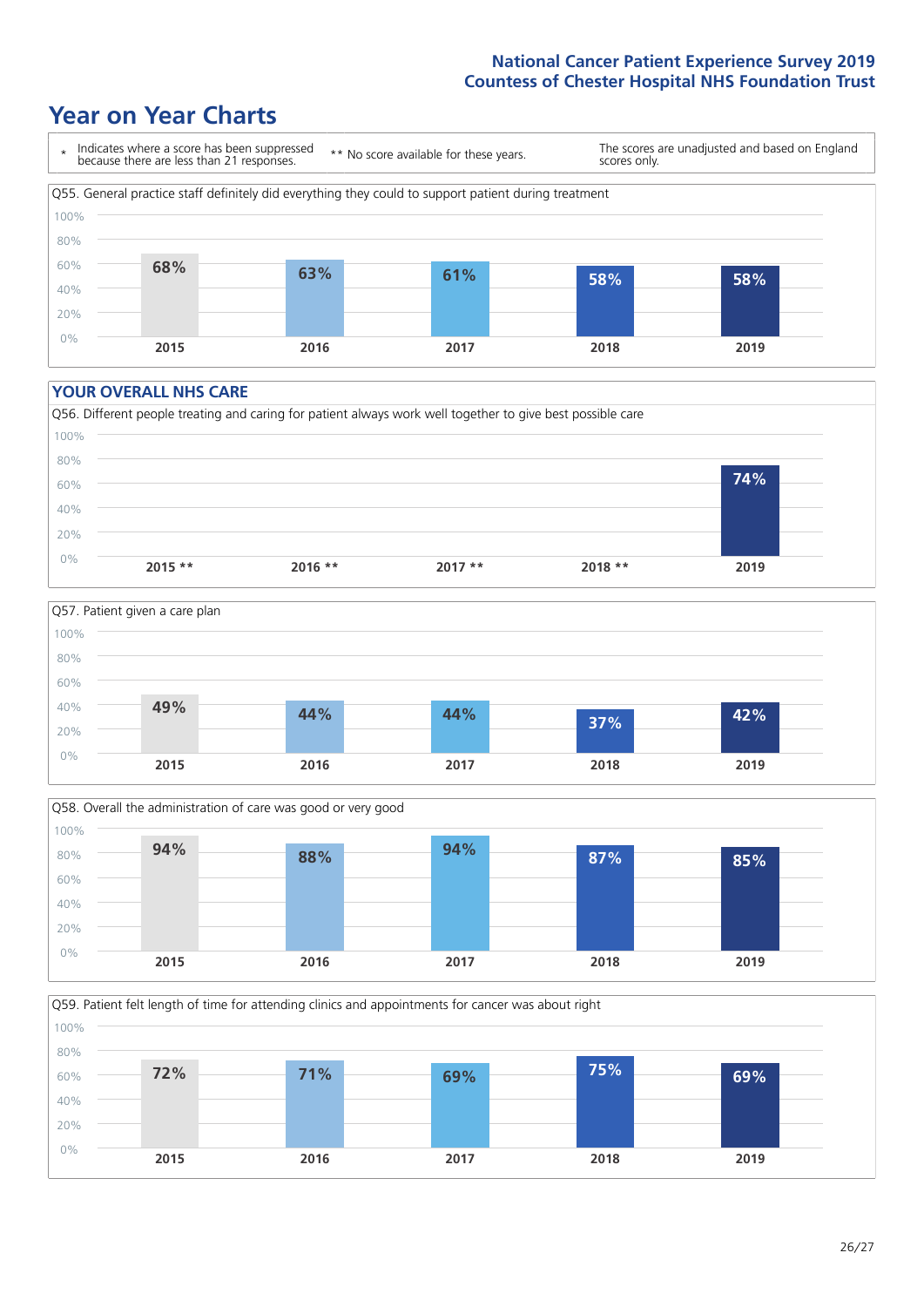# Year on Year Charts

| * Indicates where a score has been suppressed because there are less than 21 responses. | ** No score available for these years. | The scores are unadjusted and based on England scores only. |
|---|---|---|

Q55. General practice staff definitely did everything they could to support patient during treatment

| 2015 | 2016 | 2017 | 2018 | 2019 |
|---|---|---|---|---|
| 68% | 63% | 61% | 58% | 58% |

## YOUR OVERALL NHS CARE

Q56. Different people treating and caring for patient always work well together to give best possible care

| 2015 ** | 2016 ** | 2017 ** | 2018 ** | 2019 |
|---|---|---|---|---|
| | | | | 74% |

Q57. Patient given a care plan

| 2015 | 2016 | 2017 | 2018 | 2019 |
|---|---|---|---|---|
| 49% | 44% | 44% | 37% | 42% |

Q58. Overall the administration of care was good or very good

| 2015 | 2016 | 2017 | 2018 | 2019 |
|---|---|---|---|---|
| 94% | 88% | 94% | 87% | 85% |

Q59. Patient felt length of time for attending clinics and appointments for cancer was about right

| 2015 | 2016 | 2017 | 2018 | 2019 |
|---|---|---|---|---|
| 72% | 71% | 69% | 75% | 69% |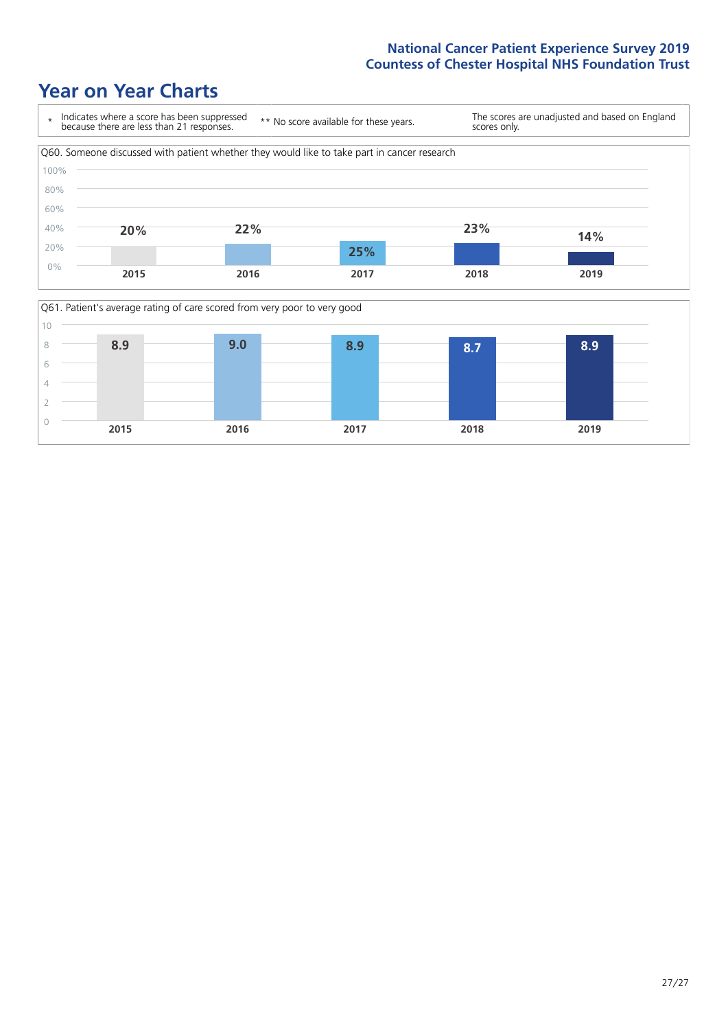# Year on Year Charts

\* Indicates where a score has been suppressed because there are less than 21 responses.

** No score available for these years.

The scores are unadjusted and based on England scores only.

Q60. Someone discussed with patient whether they would like to take part in cancer research

100%
80%
60%
40%
20%
0%

20% 2015
22% 2016
25% 2017
23% 2018
14% 2019

Q61. Patient's average rating of care scored from very poor to very good

10
8
6
4
2
0

8.9 2015
9.0 2016
8.9 2017
8.7 2018
8.9 2019